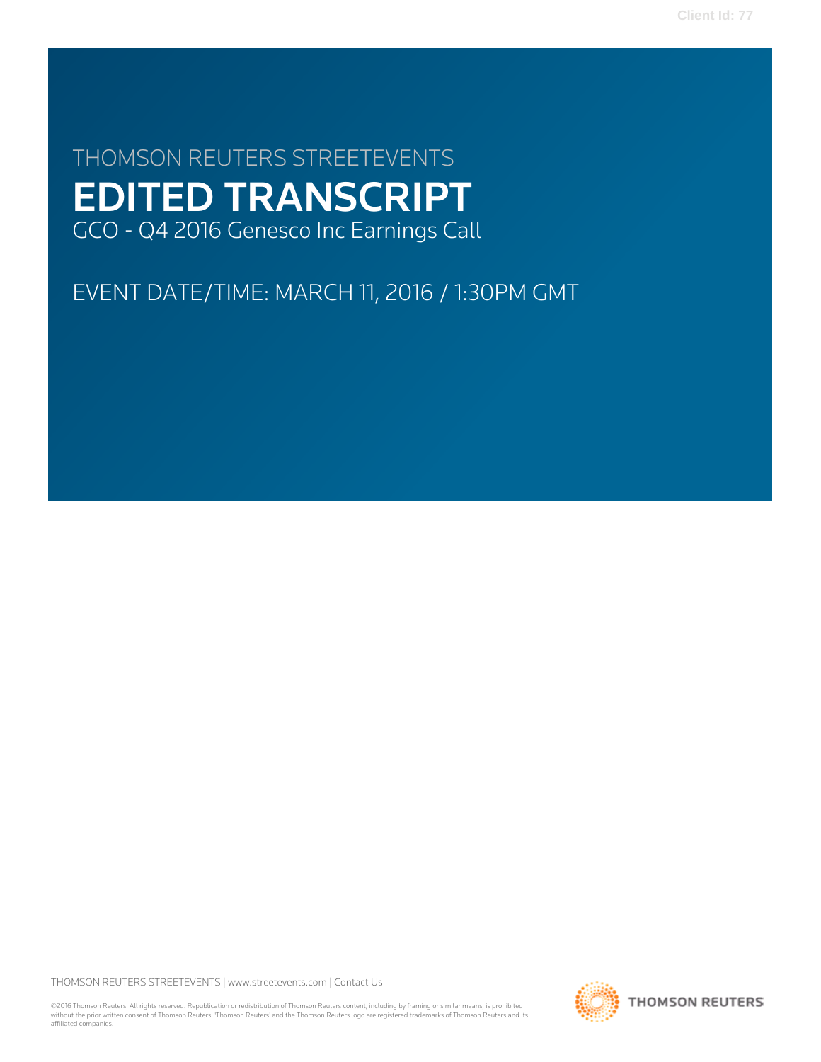THOMSON REUTERS STREETEVENTS

# EDITED TRANSCRIPT

GCO - Q4 2016 Genesco Inc Earnings Call

EVENT DATE/TIME: MARCH 11, 2016 / 1:30PM GMT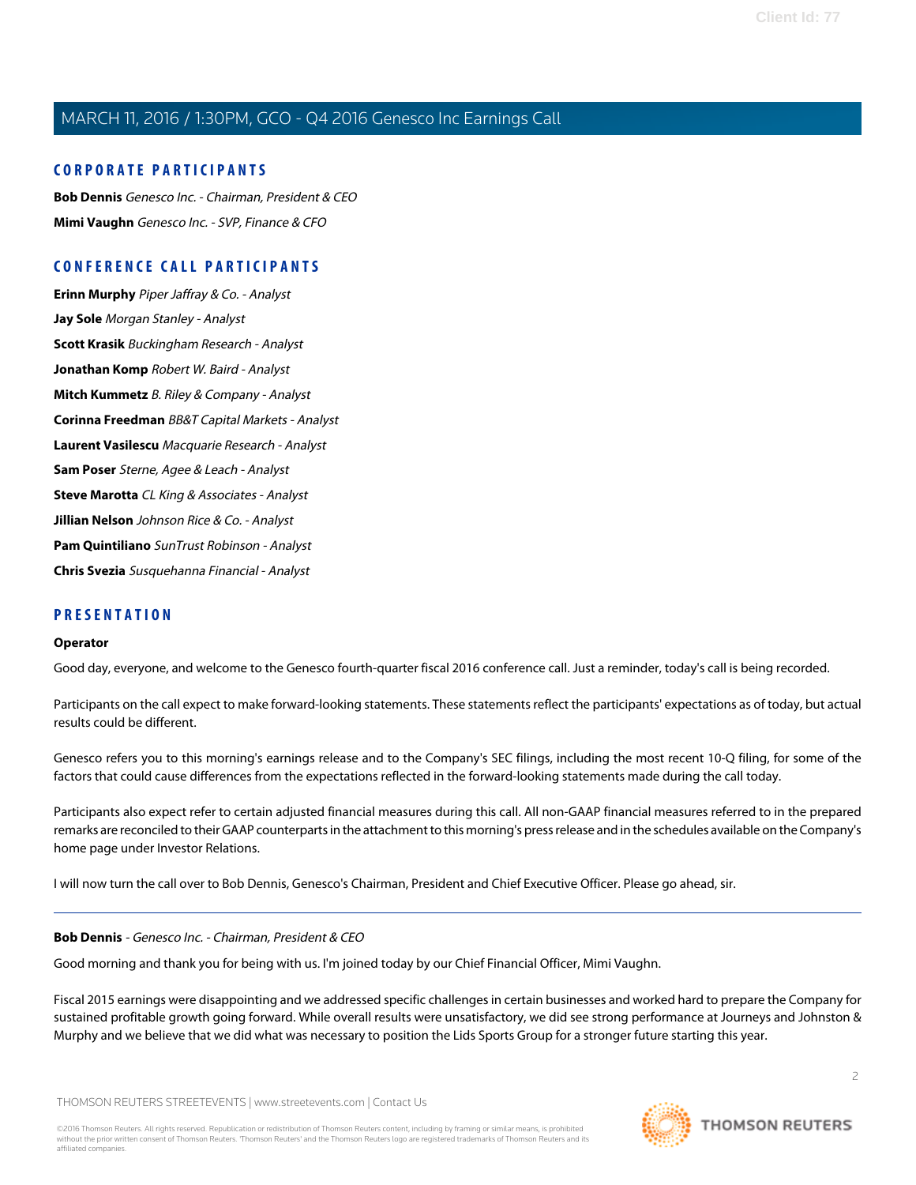## CORPORATE PARTICIPANTS

**Bob Dennis** *Genesco Inc. - Chairman, President & CEO*

**Mimi Vaughn** *Genesco Inc. - SVP, Finance & CFO*

## CONFERENCE CALL PARTICIPANTS

**Erinn Murphy** *Piper Jaffray & Co. - Analyst*

**Jay Sole** *Morgan Stanley - Analyst*

**Scott Krasik** *Buckingham Research - Analyst*

**Jonathan Komp** *Robert W. Baird - Analyst*

**Mitch Kummetz** *B. Riley & Company - Analyst*

**Corinna Freedman** *BB&T Capital Markets - Analyst*

**Laurent Vasilescu** *Macquarie Research - Analyst*

**Sam Poser** *Sterne, Agee & Leach - Analyst*

**Steve Marotta** *CL King & Associates - Analyst*

**Jillian Nelson** *Johnson Rice & Co. - Analyst*

**Pam Quintiliano** *SunTrust Robinson - Analyst*

**Chris Svezia** *Susquehanna Financial - Analyst*

## PRESENTATION

**Operator**

Good day, everyone, and welcome to the Genesco fourth-quarter fiscal 2016 conference call. Just a reminder, today's call is being recorded.

Participants on the call expect to make forward-looking statements. These statements reflect the participants' expectations as of today, but actual results could be different.

Genesco refers you to this morning's earnings release and to the Company's SEC filings, including the most recent 10-Q filing, for some of the factors that could cause differences from the expectations reflected in the forward-looking statements made during the call today.

Participants also expect refer to certain adjusted financial measures during this call. All non-GAAP financial measures referred to in the prepared remarks are reconciled to their GAAP counterparts in the attachment to this morning's press release and in the schedules available on the Company's home page under Investor Relations.

I will now turn the call over to Bob Dennis, Genesco's Chairman, President and Chief Executive Officer. Please go ahead, sir.

---

**Bob Dennis** - *Genesco Inc. - Chairman, President & CEO*

Good morning and thank you for being with us. I'm joined today by our Chief Financial Officer, Mimi Vaughn.

Fiscal 2015 earnings were disappointing and we addressed specific challenges in certain businesses and worked hard to prepare the Company for sustained profitable growth going forward. While overall results were unsatisfactory, we did see strong performance at Journeys and Johnston & Murphy and we believe that we did what was necessary to position the Lids Sports Group for a stronger future starting this year.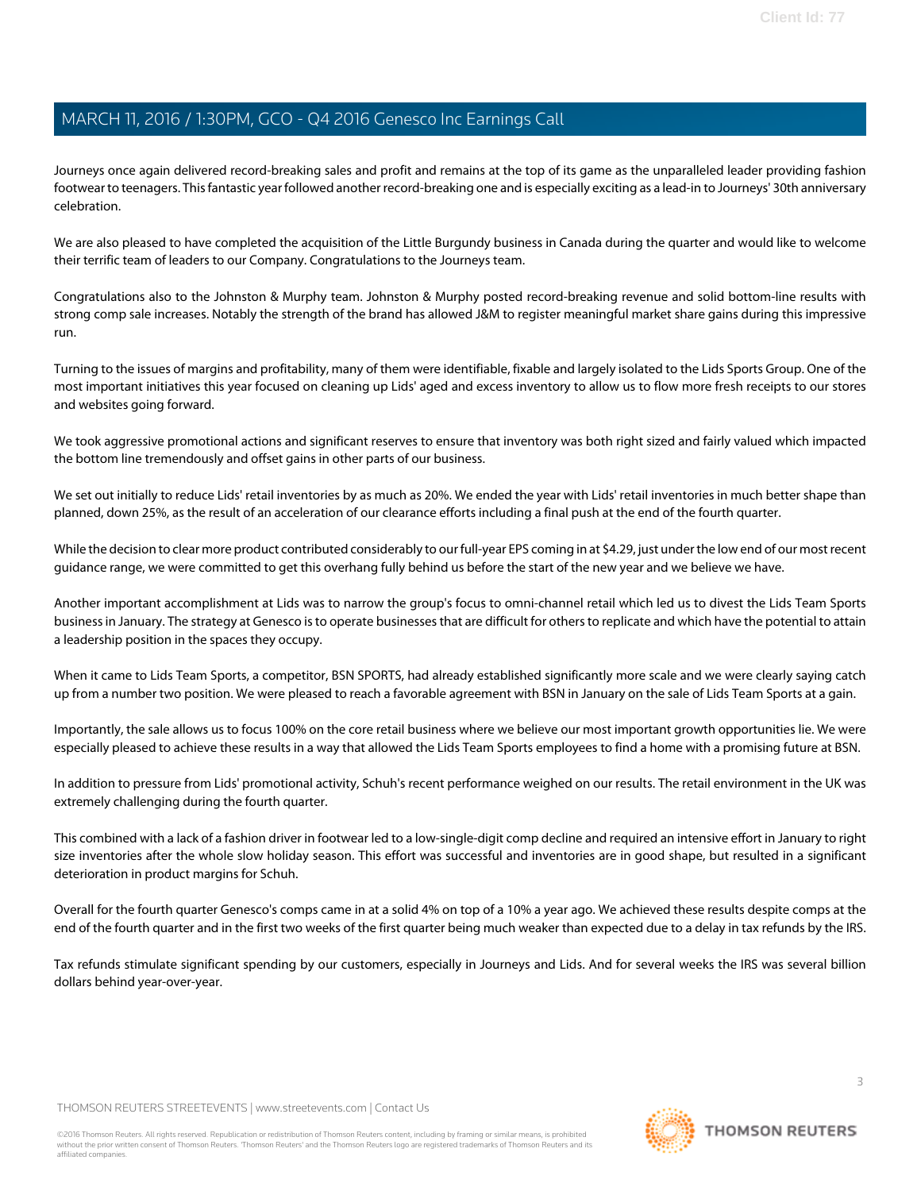Journeys once again delivered record-breaking sales and profit and remains at the top of its game as the unparalleled leader providing fashion footwear to teenagers. This fantastic year followed another record-breaking one and is especially exciting as a lead-in to Journeys' 30th anniversary celebration.

We are also pleased to have completed the acquisition of the Little Burgundy business in Canada during the quarter and would like to welcome their terrific team of leaders to our Company. Congratulations to the Journeys team.

Congratulations also to the Johnston & Murphy team. Johnston & Murphy posted record-breaking revenue and solid bottom-line results with strong comp sale increases. Notably the strength of the brand has allowed J&M to register meaningful market share gains during this impressive run.

Turning to the issues of margins and profitability, many of them were identifiable, fixable and largely isolated to the Lids Sports Group. One of the most important initiatives this year focused on cleaning up Lids' aged and excess inventory to allow us to flow more fresh receipts to our stores and websites going forward.

We took aggressive promotional actions and significant reserves to ensure that inventory was both right sized and fairly valued which impacted the bottom line tremendously and offset gains in other parts of our business.

We set out initially to reduce Lids' retail inventories by as much as 20%. We ended the year with Lids' retail inventories in much better shape than planned, down 25%, as the result of an acceleration of our clearance efforts including a final push at the end of the fourth quarter.

While the decision to clear more product contributed considerably to our full-year EPS coming in at $4.29, just under the low end of our most recent guidance range, we were committed to get this overhang fully behind us before the start of the new year and we believe we have.

Another important accomplishment at Lids was to narrow the group's focus to omni-channel retail which led us to divest the Lids Team Sports business in January. The strategy at Genesco is to operate businesses that are difficult for others to replicate and which have the potential to attain a leadership position in the spaces they occupy.

When it came to Lids Team Sports, a competitor, BSN SPORTS, had already established significantly more scale and we were clearly saying catch up from a number two position. We were pleased to reach a favorable agreement with BSN in January on the sale of Lids Team Sports at a gain.

Importantly, the sale allows us to focus 100% on the core retail business where we believe our most important growth opportunities lie. We were especially pleased to achieve these results in a way that allowed the Lids Team Sports employees to find a home with a promising future at BSN.

In addition to pressure from Lids' promotional activity, Schuh's recent performance weighed on our results. The retail environment in the UK was extremely challenging during the fourth quarter.

This combined with a lack of a fashion driver in footwear led to a low-single-digit comp decline and required an intensive effort in January to right size inventories after the whole slow holiday season. This effort was successful and inventories are in good shape, but resulted in a significant deterioration in product margins for Schuh.

Overall for the fourth quarter Genesco's comps came in at a solid 4% on top of a 10% a year ago. We achieved these results despite comps at the end of the fourth quarter and in the first two weeks of the first quarter being much weaker than expected due to a delay in tax refunds by the IRS.

Tax refunds stimulate significant spending by our customers, especially in Journeys and Lids. And for several weeks the IRS was several billion dollars behind year-over-year.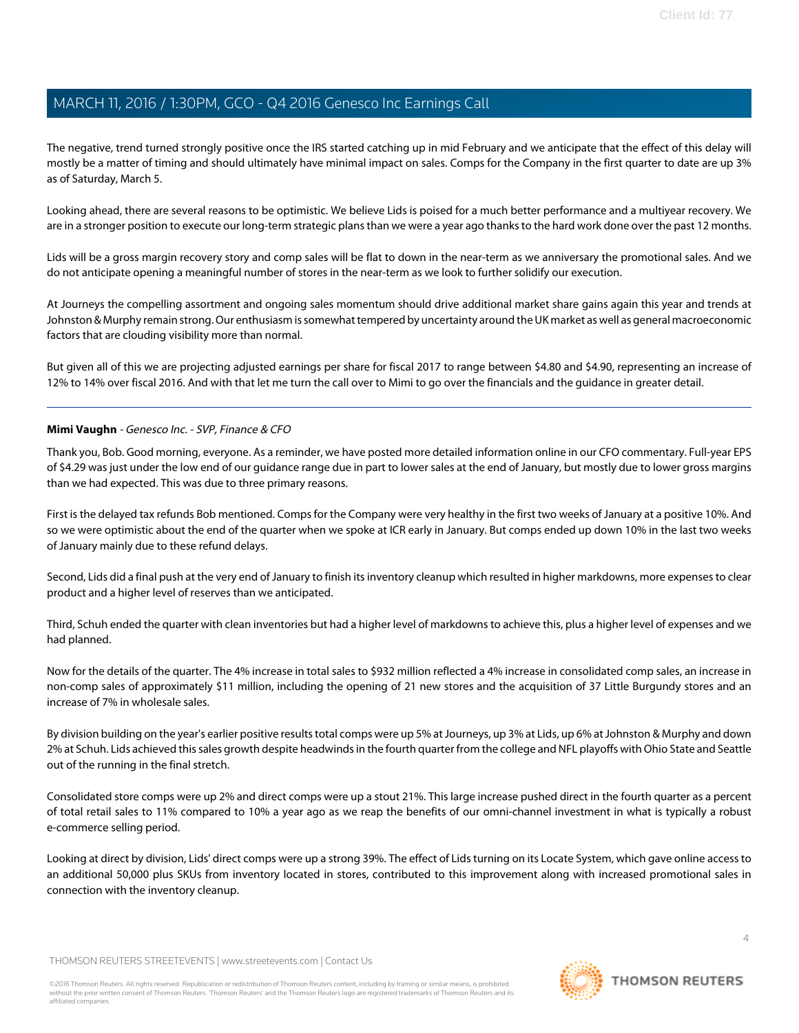The negative, trend turned strongly positive once the IRS started catching up in mid February and we anticipate that the effect of this delay will mostly be a matter of timing and should ultimately have minimal impact on sales. Comps for the Company in the first quarter to date are up 3% as of Saturday, March 5.

Looking ahead, there are several reasons to be optimistic. We believe Lids is poised for a much better performance and a multiyear recovery. We are in a stronger position to execute our long-term strategic plans than we were a year ago thanks to the hard work done over the past 12 months.

Lids will be a gross margin recovery story and comp sales will be flat to down in the near-term as we anniversary the promotional sales. And we do not anticipate opening a meaningful number of stores in the near-term as we look to further solidify our execution.

At Journeys the compelling assortment and ongoing sales momentum should drive additional market share gains again this year and trends at Johnston & Murphy remain strong. Our enthusiasm is somewhat tempered by uncertainty around the UK market as well as general macroeconomic factors that are clouding visibility more than normal.

But given all of this we are projecting adjusted earnings per share for fiscal 2017 to range between $4.80 and $4.90, representing an increase of 12% to 14% over fiscal 2016. And with that let me turn the call over to Mimi to go over the financials and the guidance in greater detail.

---

**Mimi Vaughn** - *Genesco Inc. - SVP, Finance & CFO*

Thank you, Bob. Good morning, everyone. As a reminder, we have posted more detailed information online in our CFO commentary. Full-year EPS of $4.29 was just under the low end of our guidance range due in part to lower sales at the end of January, but mostly due to lower gross margins than we had expected. This was due to three primary reasons.

First is the delayed tax refunds Bob mentioned. Comps for the Company were very healthy in the first two weeks of January at a positive 10%. And so we were optimistic about the end of the quarter when we spoke at ICR early in January. But comps ended up down 10% in the last two weeks of January mainly due to these refund delays.

Second, Lids did a final push at the very end of January to finish its inventory cleanup which resulted in higher markdowns, more expenses to clear product and a higher level of reserves than we anticipated.

Third, Schuh ended the quarter with clean inventories but had a higher level of markdowns to achieve this, plus a higher level of expenses and we had planned.

Now for the details of the quarter. The 4% increase in total sales to $932 million reflected a 4% increase in consolidated comp sales, an increase in non-comp sales of approximately $11 million, including the opening of 21 new stores and the acquisition of 37 Little Burgundy stores and an increase of 7% in wholesale sales.

By division building on the year's earlier positive results total comps were up 5% at Journeys, up 3% at Lids, up 6% at Johnston & Murphy and down 2% at Schuh. Lids achieved this sales growth despite headwinds in the fourth quarter from the college and NFL playoffs with Ohio State and Seattle out of the running in the final stretch.

Consolidated store comps were up 2% and direct comps were up a stout 21%. This large increase pushed direct in the fourth quarter as a percent of total retail sales to 11% compared to 10% a year ago as we reap the benefits of our omni-channel investment in what is typically a robust e-commerce selling period.

Looking at direct by division, Lids' direct comps were up a strong 39%. The effect of Lids turning on its Locate System, which gave online access to an additional 50,000 plus SKUs from inventory located in stores, contributed to this improvement along with increased promotional sales in connection with the inventory cleanup.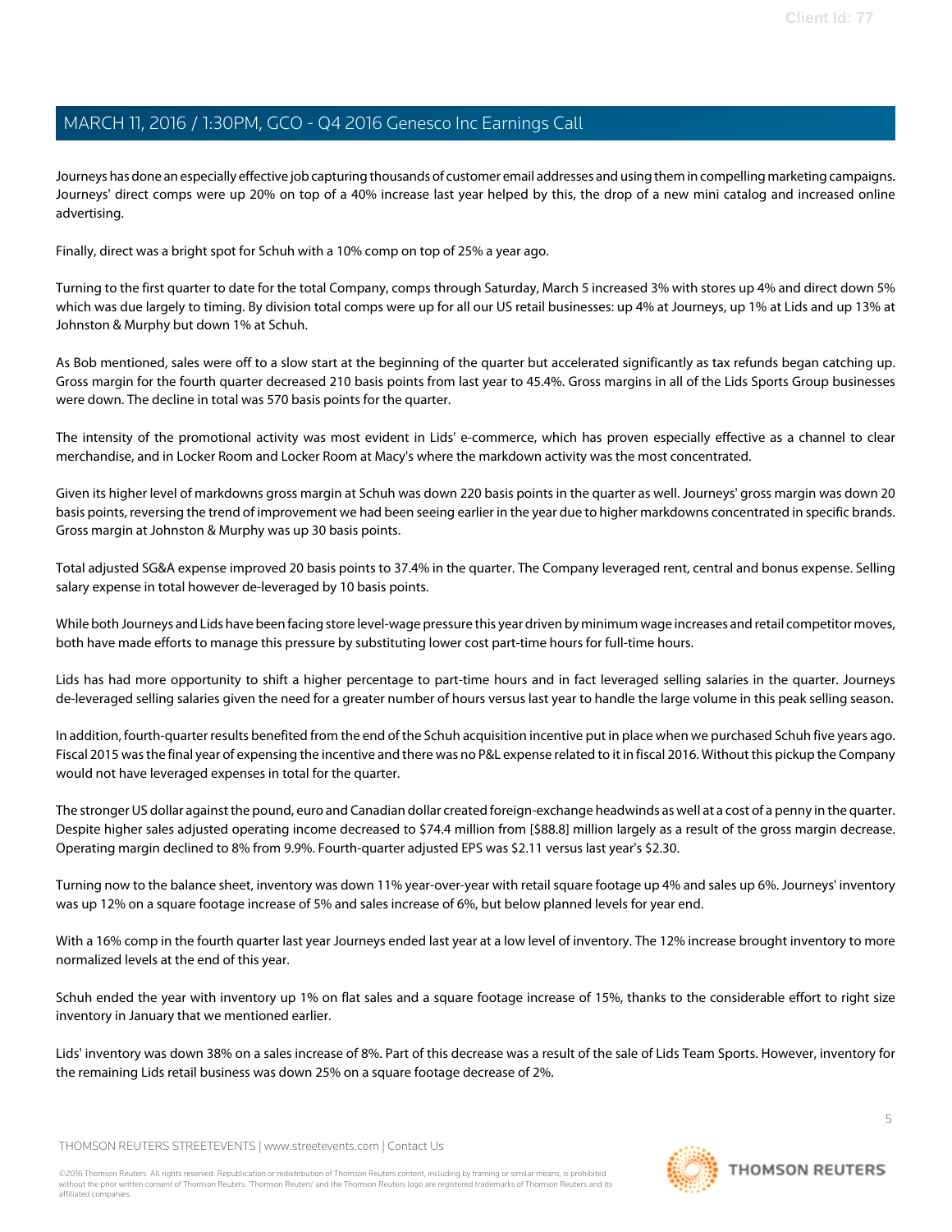Journeys has done an especially effective job capturing thousands of customer email addresses and using them in compelling marketing campaigns. Journeys' direct comps were up 20% on top of a 40% increase last year helped by this, the drop of a new mini catalog and increased online advertising.

Finally, direct was a bright spot for Schuh with a 10% comp on top of 25% a year ago.

Turning to the first quarter to date for the total Company, comps through Saturday, March 5 increased 3% with stores up 4% and direct down 5% which was due largely to timing. By division total comps were up for all our US retail businesses: up 4% at Journeys, up 1% at Lids and up 13% at Johnston & Murphy but down 1% at Schuh.

As Bob mentioned, sales were off to a slow start at the beginning of the quarter but accelerated significantly as tax refunds began catching up. Gross margin for the fourth quarter decreased 210 basis points from last year to 45.4%. Gross margins in all of the Lids Sports Group businesses were down. The decline in total was 570 basis points for the quarter.

The intensity of the promotional activity was most evident in Lids' e-commerce, which has proven especially effective as a channel to clear merchandise, and in Locker Room and Locker Room at Macy's where the markdown activity was the most concentrated.

Given its higher level of markdowns gross margin at Schuh was down 220 basis points in the quarter as well. Journeys' gross margin was down 20 basis points, reversing the trend of improvement we had been seeing earlier in the year due to higher markdowns concentrated in specific brands. Gross margin at Johnston & Murphy was up 30 basis points.

Total adjusted SG&A expense improved 20 basis points to 37.4% in the quarter. The Company leveraged rent, central and bonus expense. Selling salary expense in total however de-leveraged by 10 basis points.

While both Journeys and Lids have been facing store level-wage pressure this year driven by minimum wage increases and retail competitor moves, both have made efforts to manage this pressure by substituting lower cost part-time hours for full-time hours.

Lids has had more opportunity to shift a higher percentage to part-time hours and in fact leveraged selling salaries in the quarter. Journeys de-leveraged selling salaries given the need for a greater number of hours versus last year to handle the large volume in this peak selling season.

In addition, fourth-quarter results benefited from the end of the Schuh acquisition incentive put in place when we purchased Schuh five years ago. Fiscal 2015 was the final year of expensing the incentive and there was no P&L expense related to it in fiscal 2016. Without this pickup the Company would not have leveraged expenses in total for the quarter.

The stronger US dollar against the pound, euro and Canadian dollar created foreign-exchange headwinds as well at a cost of a penny in the quarter. Despite higher sales adjusted operating income decreased to $74.4 million from [$88.8] million largely as a result of the gross margin decrease. Operating margin declined to 8% from 9.9%. Fourth-quarter adjusted EPS was $2.11 versus last year's $2.30.

Turning now to the balance sheet, inventory was down 11% year-over-year with retail square footage up 4% and sales up 6%. Journeys' inventory was up 12% on a square footage increase of 5% and sales increase of 6%, but below planned levels for year end.

With a 16% comp in the fourth quarter last year Journeys ended last year at a low level of inventory. The 12% increase brought inventory to more normalized levels at the end of this year.

Schuh ended the year with inventory up 1% on flat sales and a square footage increase of 15%, thanks to the considerable effort to right size inventory in January that we mentioned earlier.

Lids' inventory was down 38% on a sales increase of 8%. Part of this decrease was a result of the sale of Lids Team Sports. However, inventory for the remaining Lids retail business was down 25% on a square footage decrease of 2%.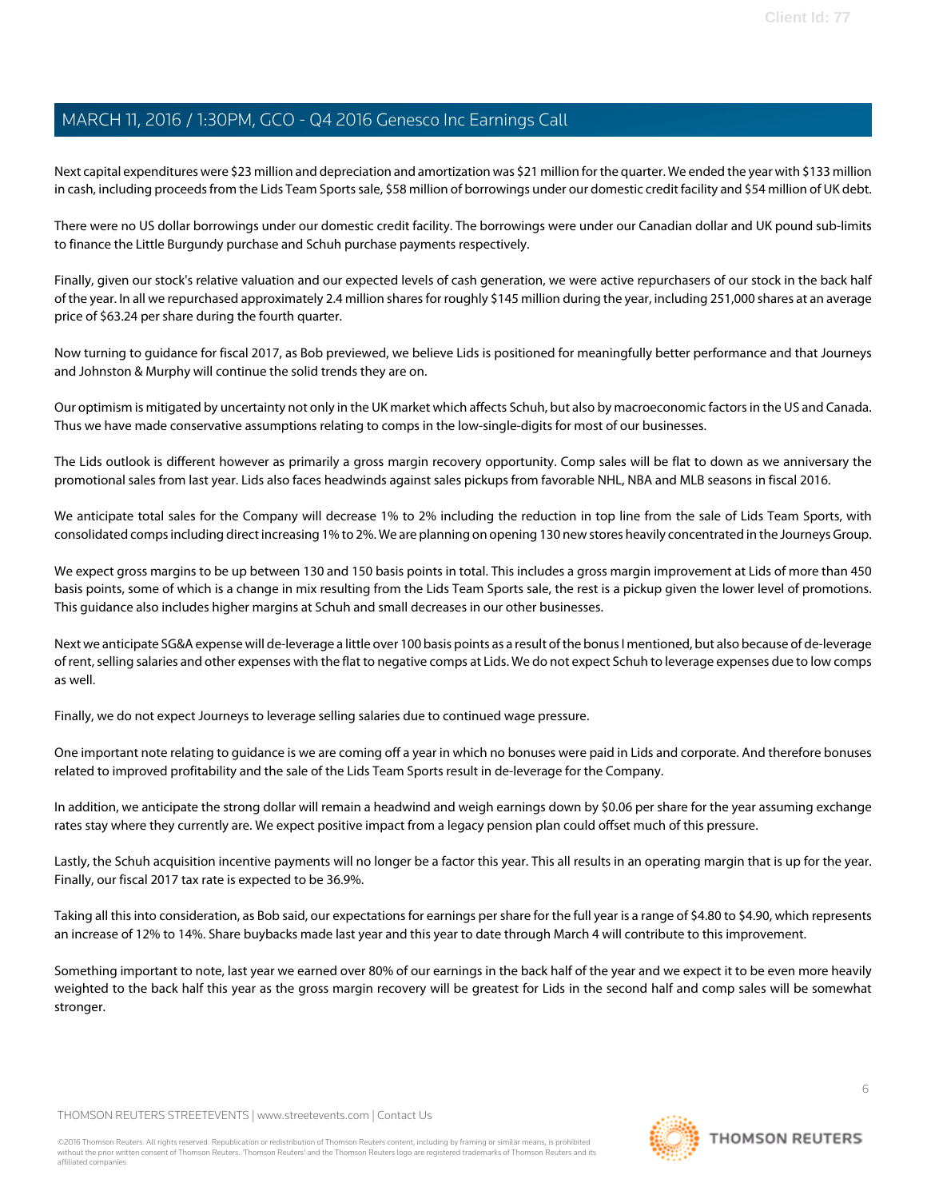Next capital expenditures were $23 million and depreciation and amortization was $21 million for the quarter. We ended the year with $133 million in cash, including proceeds from the Lids Team Sports sale, $58 million of borrowings under our domestic credit facility and $54 million of UK debt.

There were no US dollar borrowings under our domestic credit facility. The borrowings were under our Canadian dollar and UK pound sub-limits to finance the Little Burgundy purchase and Schuh purchase payments respectively.

Finally, given our stock's relative valuation and our expected levels of cash generation, we were active repurchasers of our stock in the back half of the year. In all we repurchased approximately 2.4 million shares for roughly $145 million during the year, including 251,000 shares at an average price of $63.24 per share during the fourth quarter.

Now turning to guidance for fiscal 2017, as Bob previewed, we believe Lids is positioned for meaningfully better performance and that Journeys and Johnston & Murphy will continue the solid trends they are on.

Our optimism is mitigated by uncertainty not only in the UK market which affects Schuh, but also by macroeconomic factors in the US and Canada. Thus we have made conservative assumptions relating to comps in the low-single-digits for most of our businesses.

The Lids outlook is different however as primarily a gross margin recovery opportunity. Comp sales will be flat to down as we anniversary the promotional sales from last year. Lids also faces headwinds against sales pickups from favorable NHL, NBA and MLB seasons in fiscal 2016.

We anticipate total sales for the Company will decrease 1% to 2% including the reduction in top line from the sale of Lids Team Sports, with consolidated comps including direct increasing 1% to 2%. We are planning on opening 130 new stores heavily concentrated in the Journeys Group.

We expect gross margins to be up between 130 and 150 basis points in total. This includes a gross margin improvement at Lids of more than 450 basis points, some of which is a change in mix resulting from the Lids Team Sports sale, the rest is a pickup given the lower level of promotions. This guidance also includes higher margins at Schuh and small decreases in our other businesses.

Next we anticipate SG&A expense will de-leverage a little over 100 basis points as a result of the bonus I mentioned, but also because of de-leverage of rent, selling salaries and other expenses with the flat to negative comps at Lids. We do not expect Schuh to leverage expenses due to low comps as well.

Finally, we do not expect Journeys to leverage selling salaries due to continued wage pressure.

One important note relating to guidance is we are coming off a year in which no bonuses were paid in Lids and corporate. And therefore bonuses related to improved profitability and the sale of the Lids Team Sports result in de-leverage for the Company.

In addition, we anticipate the strong dollar will remain a headwind and weigh earnings down by $0.06 per share for the year assuming exchange rates stay where they currently are. We expect positive impact from a legacy pension plan could offset much of this pressure.

Lastly, the Schuh acquisition incentive payments will no longer be a factor this year. This all results in an operating margin that is up for the year. Finally, our fiscal 2017 tax rate is expected to be 36.9%.

Taking all this into consideration, as Bob said, our expectations for earnings per share for the full year is a range of $4.80 to $4.90, which represents an increase of 12% to 14%. Share buybacks made last year and this year to date through March 4 will contribute to this improvement.

Something important to note, last year we earned over 80% of our earnings in the back half of the year and we expect it to be even more heavily weighted to the back half this year as the gross margin recovery will be greatest for Lids in the second half and comp sales will be somewhat stronger.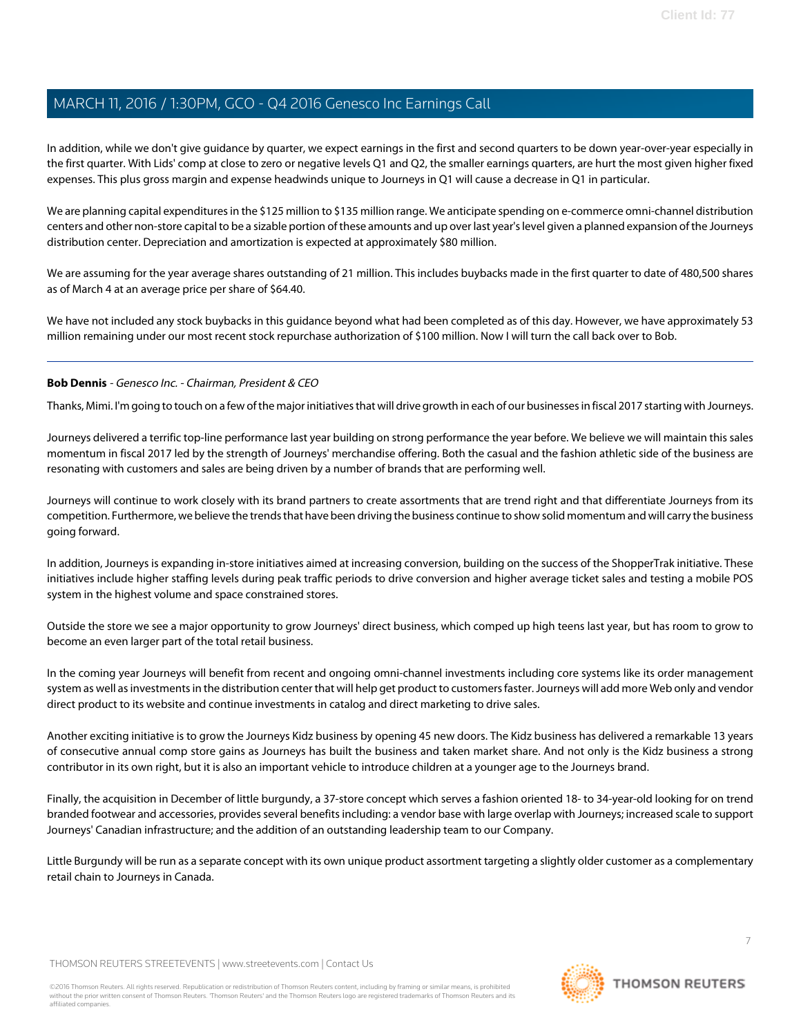In addition, while we don't give guidance by quarter, we expect earnings in the first and second quarters to be down year-over-year especially in the first quarter. With Lids' comp at close to zero or negative levels Q1 and Q2, the smaller earnings quarters, are hurt the most given higher fixed expenses. This plus gross margin and expense headwinds unique to Journeys in Q1 will cause a decrease in Q1 in particular.

We are planning capital expenditures in the $125 million to $135 million range. We anticipate spending on e-commerce omni-channel distribution centers and other non-store capital to be a sizable portion of these amounts and up over last year's level given a planned expansion of the Journeys distribution center. Depreciation and amortization is expected at approximately $80 million.

We are assuming for the year average shares outstanding of 21 million. This includes buybacks made in the first quarter to date of 480,500 shares as of March 4 at an average price per share of $64.40.

We have not included any stock buybacks in this guidance beyond what had been completed as of this day. However, we have approximately 53 million remaining under our most recent stock repurchase authorization of $100 million. Now I will turn the call back over to Bob.

---

**Bob Dennis** - *Genesco Inc. - Chairman, President & CEO*

Thanks, Mimi. I'm going to touch on a few of the major initiatives that will drive growth in each of our businesses in fiscal 2017 starting with Journeys.

Journeys delivered a terrific top-line performance last year building on strong performance the year before. We believe we will maintain this sales momentum in fiscal 2017 led by the strength of Journeys' merchandise offering. Both the casual and the fashion athletic side of the business are resonating with customers and sales are being driven by a number of brands that are performing well.

Journeys will continue to work closely with its brand partners to create assortments that are trend right and that differentiate Journeys from its competition. Furthermore, we believe the trends that have been driving the business continue to show solid momentum and will carry the business going forward.

In addition, Journeys is expanding in-store initiatives aimed at increasing conversion, building on the success of the ShopperTrak initiative. These initiatives include higher staffing levels during peak traffic periods to drive conversion and higher average ticket sales and testing a mobile POS system in the highest volume and space constrained stores.

Outside the store we see a major opportunity to grow Journeys' direct business, which comped up high teens last year, but has room to grow to become an even larger part of the total retail business.

In the coming year Journeys will benefit from recent and ongoing omni-channel investments including core systems like its order management system as well as investments in the distribution center that will help get product to customers faster. Journeys will add more Web only and vendor direct product to its website and continue investments in catalog and direct marketing to drive sales.

Another exciting initiative is to grow the Journeys Kidz business by opening 45 new doors. The Kidz business has delivered a remarkable 13 years of consecutive annual comp store gains as Journeys has built the business and taken market share. And not only is the Kidz business a strong contributor in its own right, but it is also an important vehicle to introduce children at a younger age to the Journeys brand.

Finally, the acquisition in December of little burgundy, a 37-store concept which serves a fashion oriented 18- to 34-year-old looking for on trend branded footwear and accessories, provides several benefits including: a vendor base with large overlap with Journeys; increased scale to support Journeys' Canadian infrastructure; and the addition of an outstanding leadership team to our Company.

Little Burgundy will be run as a separate concept with its own unique product assortment targeting a slightly older customer as a complementary retail chain to Journeys in Canada.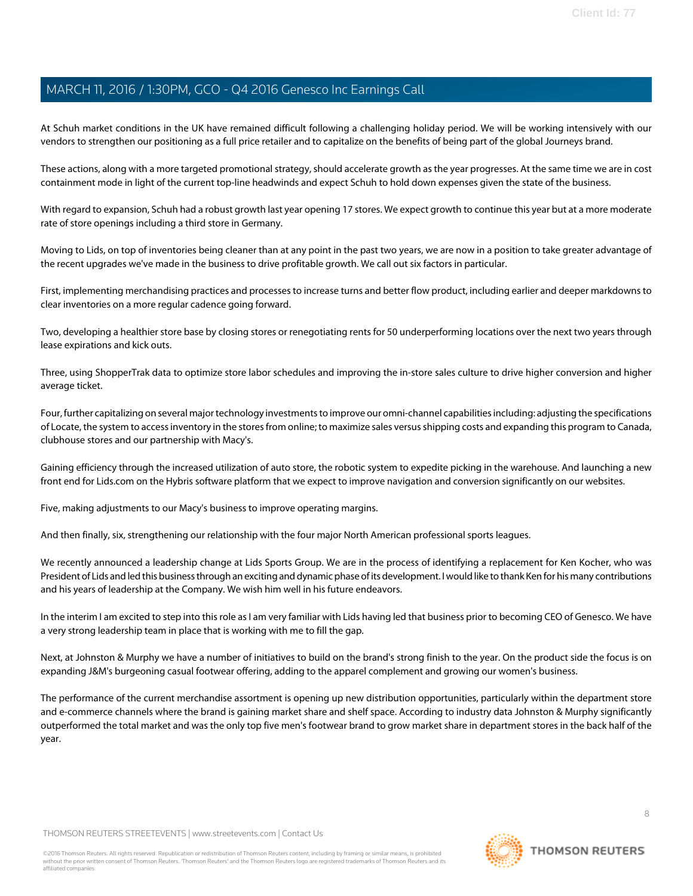At Schuh market conditions in the UK have remained difficult following a challenging holiday period. We will be working intensively with our vendors to strengthen our positioning as a full price retailer and to capitalize on the benefits of being part of the global Journeys brand.

These actions, along with a more targeted promotional strategy, should accelerate growth as the year progresses. At the same time we are in cost containment mode in light of the current top-line headwinds and expect Schuh to hold down expenses given the state of the business.

With regard to expansion, Schuh had a robust growth last year opening 17 stores. We expect growth to continue this year but at a more moderate rate of store openings including a third store in Germany.

Moving to Lids, on top of inventories being cleaner than at any point in the past two years, we are now in a position to take greater advantage of the recent upgrades we've made in the business to drive profitable growth. We call out six factors in particular.

First, implementing merchandising practices and processes to increase turns and better flow product, including earlier and deeper markdowns to clear inventories on a more regular cadence going forward.

Two, developing a healthier store base by closing stores or renegotiating rents for 50 underperforming locations over the next two years through lease expirations and kick outs.

Three, using ShopperTrak data to optimize store labor schedules and improving the in-store sales culture to drive higher conversion and higher average ticket.

Four, further capitalizing on several major technology investments to improve our omni-channel capabilities including: adjusting the specifications of Locate, the system to access inventory in the stores from online; to maximize sales versus shipping costs and expanding this program to Canada, clubhouse stores and our partnership with Macy's.

Gaining efficiency through the increased utilization of auto store, the robotic system to expedite picking in the warehouse. And launching a new front end for Lids.com on the Hybris software platform that we expect to improve navigation and conversion significantly on our websites.

Five, making adjustments to our Macy's business to improve operating margins.

And then finally, six, strengthening our relationship with the four major North American professional sports leagues.

We recently announced a leadership change at Lids Sports Group. We are in the process of identifying a replacement for Ken Kocher, who was President of Lids and led this business through an exciting and dynamic phase of its development. I would like to thank Ken for his many contributions and his years of leadership at the Company. We wish him well in his future endeavors.

In the interim I am excited to step into this role as I am very familiar with Lids having led that business prior to becoming CEO of Genesco. We have a very strong leadership team in place that is working with me to fill the gap.

Next, at Johnston & Murphy we have a number of initiatives to build on the brand's strong finish to the year. On the product side the focus is on expanding J&M's burgeoning casual footwear offering, adding to the apparel complement and growing our women's business.

The performance of the current merchandise assortment is opening up new distribution opportunities, particularly within the department store and e-commerce channels where the brand is gaining market share and shelf space. According to industry data Johnston & Murphy significantly outperformed the total market and was the only top five men's footwear brand to grow market share in department stores in the back half of the year.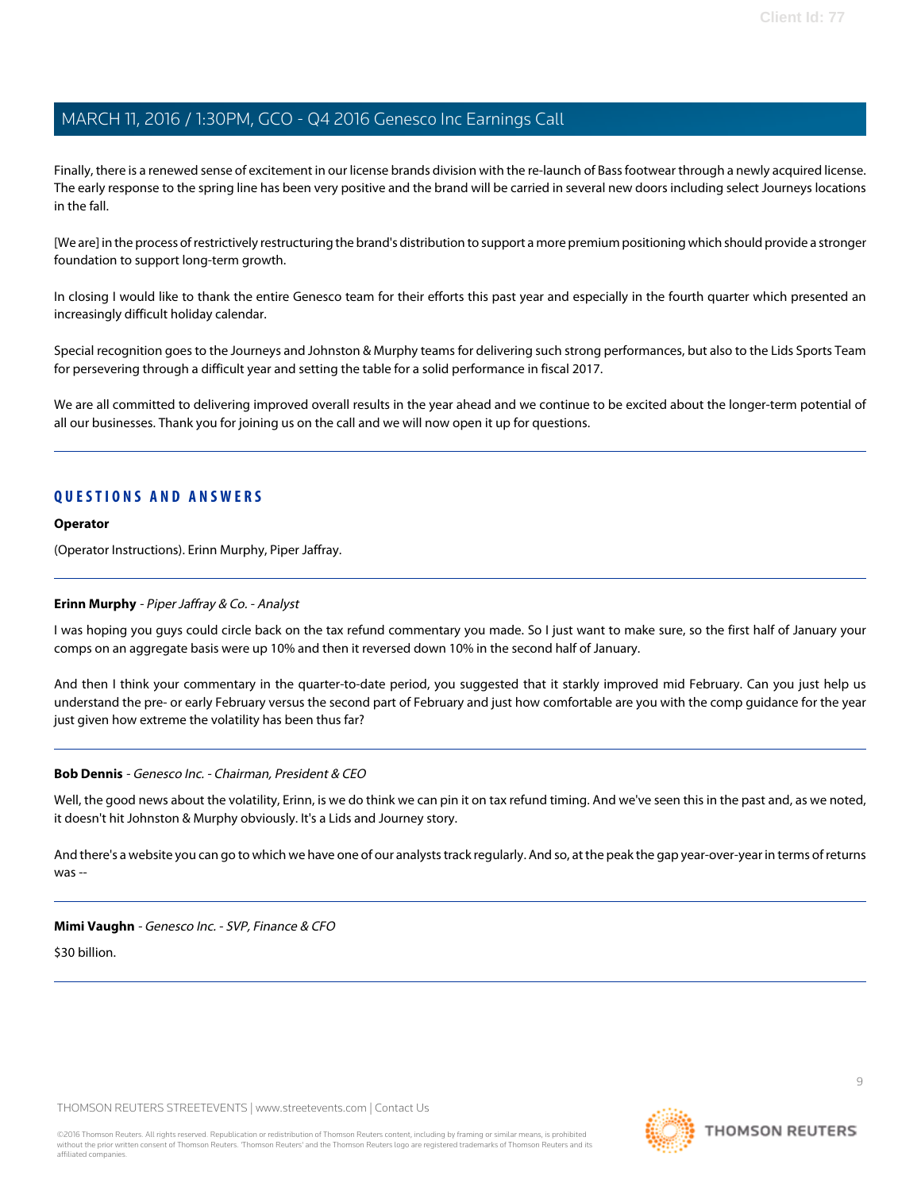Finally, there is a renewed sense of excitement in our license brands division with the re-launch of Bass footwear through a newly acquired license. The early response to the spring line has been very positive and the brand will be carried in several new doors including select Journeys locations in the fall.

[We are] in the process of restrictively restructuring the brand's distribution to support a more premium positioning which should provide a stronger foundation to support long-term growth.

In closing I would like to thank the entire Genesco team for their efforts this past year and especially in the fourth quarter which presented an increasingly difficult holiday calendar.

Special recognition goes to the Journeys and Johnston & Murphy teams for delivering such strong performances, but also to the Lids Sports Team for persevering through a difficult year and setting the table for a solid performance in fiscal 2017.

We are all committed to delivering improved overall results in the year ahead and we continue to be excited about the longer-term potential of all our businesses. Thank you for joining us on the call and we will now open it up for questions.

## QUESTIONS AND ANSWERS

**Operator**

(Operator Instructions). Erinn Murphy, Piper Jaffray.

**Erinn Murphy** - *Piper Jaffray & Co. - Analyst*

I was hoping you guys could circle back on the tax refund commentary you made. So I just want to make sure, so the first half of January your comps on an aggregate basis were up 10% and then it reversed down 10% in the second half of January.

And then I think your commentary in the quarter-to-date period, you suggested that it starkly improved mid February. Can you just help us understand the pre- or early February versus the second part of February and just how comfortable are you with the comp guidance for the year just given how extreme the volatility has been thus far?

**Bob Dennis** - *Genesco Inc. - Chairman, President & CEO*

Well, the good news about the volatility, Erinn, is we do think we can pin it on tax refund timing. And we've seen this in the past and, as we noted, it doesn't hit Johnston & Murphy obviously. It's a Lids and Journey story.

And there's a website you can go to which we have one of our analysts track regularly. And so, at the peak the gap year-over-year in terms of returns was --

**Mimi Vaughn** - *Genesco Inc. - SVP, Finance & CFO*

$30 billion.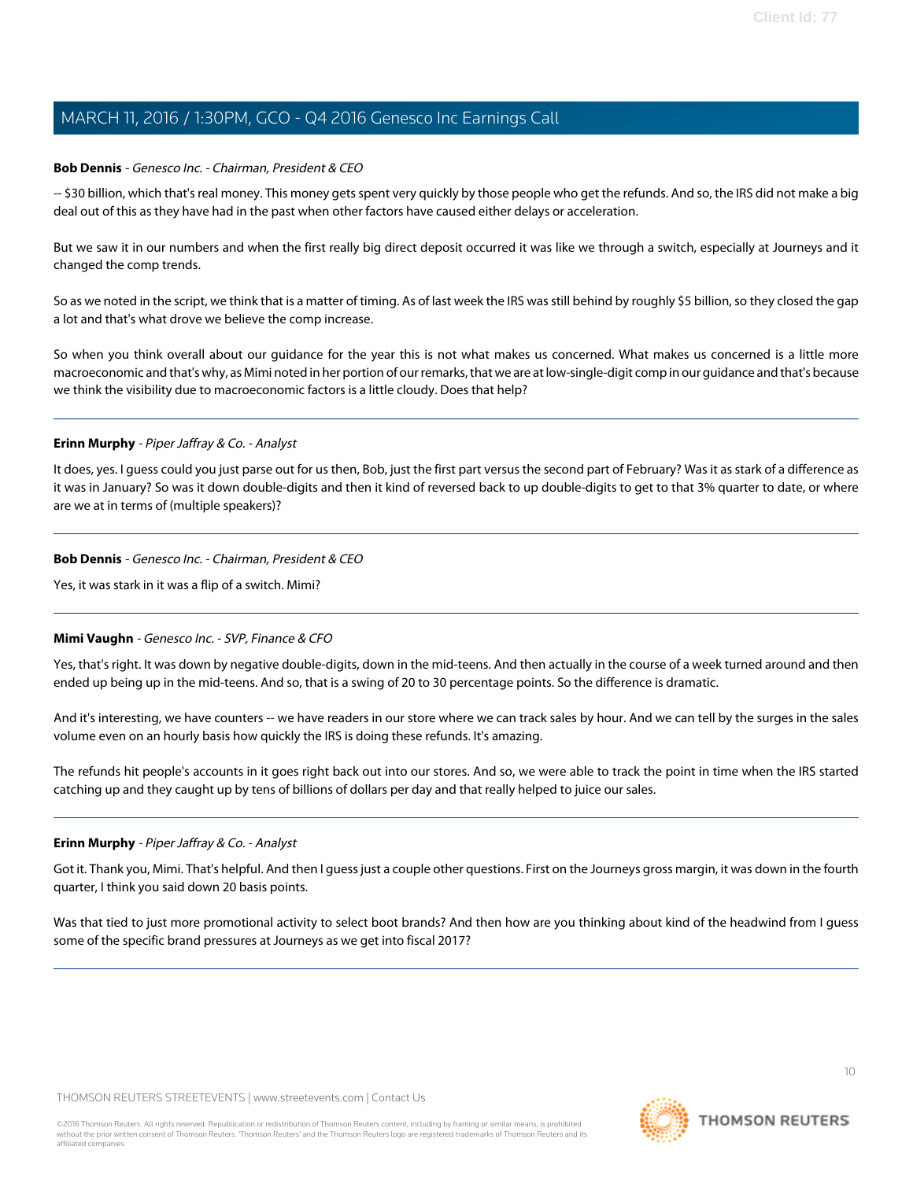**Bob Dennis** - *Genesco Inc. - Chairman, President & CEO*

-- $30 billion, which that's real money. This money gets spent very quickly by those people who get the refunds. And so, the IRS did not make a big deal out of this as they have had in the past when other factors have caused either delays or acceleration.

But we saw it in our numbers and when the first really big direct deposit occurred it was like we through a switch, especially at Journeys and it changed the comp trends.

So as we noted in the script, we think that is a matter of timing. As of last week the IRS was still behind by roughly $5 billion, so they closed the gap a lot and that's what drove we believe the comp increase.

So when you think overall about our guidance for the year this is not what makes us concerned. What makes us concerned is a little more macroeconomic and that's why, as Mimi noted in her portion of our remarks, that we are at low-single-digit comp in our guidance and that's because we think the visibility due to macroeconomic factors is a little cloudy. Does that help?

---

**Erinn Murphy** - *Piper Jaffray & Co. - Analyst*

It does, yes. I guess could you just parse out for us then, Bob, just the first part versus the second part of February? Was it as stark of a difference as it was in January? So was it down double-digits and then it kind of reversed back to up double-digits to get to that 3% quarter to date, or where are we at in terms of (multiple speakers)?

---

**Bob Dennis** - *Genesco Inc. - Chairman, President & CEO*

Yes, it was stark in it was a flip of a switch. Mimi?

---

**Mimi Vaughn** - *Genesco Inc. - SVP, Finance & CFO*

Yes, that's right. It was down by negative double-digits, down in the mid-teens. And then actually in the course of a week turned around and then ended up being up in the mid-teens. And so, that is a swing of 20 to 30 percentage points. So the difference is dramatic.

And it's interesting, we have counters -- we have readers in our store where we can track sales by hour. And we can tell by the surges in the sales volume even on an hourly basis how quickly the IRS is doing these refunds. It's amazing.

The refunds hit people's accounts in it goes right back out into our stores. And so, we were able to track the point in time when the IRS started catching up and they caught up by tens of billions of dollars per day and that really helped to juice our sales.

---

**Erinn Murphy** - *Piper Jaffray & Co. - Analyst*

Got it. Thank you, Mimi. That's helpful. And then I guess just a couple other questions. First on the Journeys gross margin, it was down in the fourth quarter, I think you said down 20 basis points.

Was that tied to just more promotional activity to select boot brands? And then how are you thinking about kind of the headwind from I guess some of the specific brand pressures at Journeys as we get into fiscal 2017?

---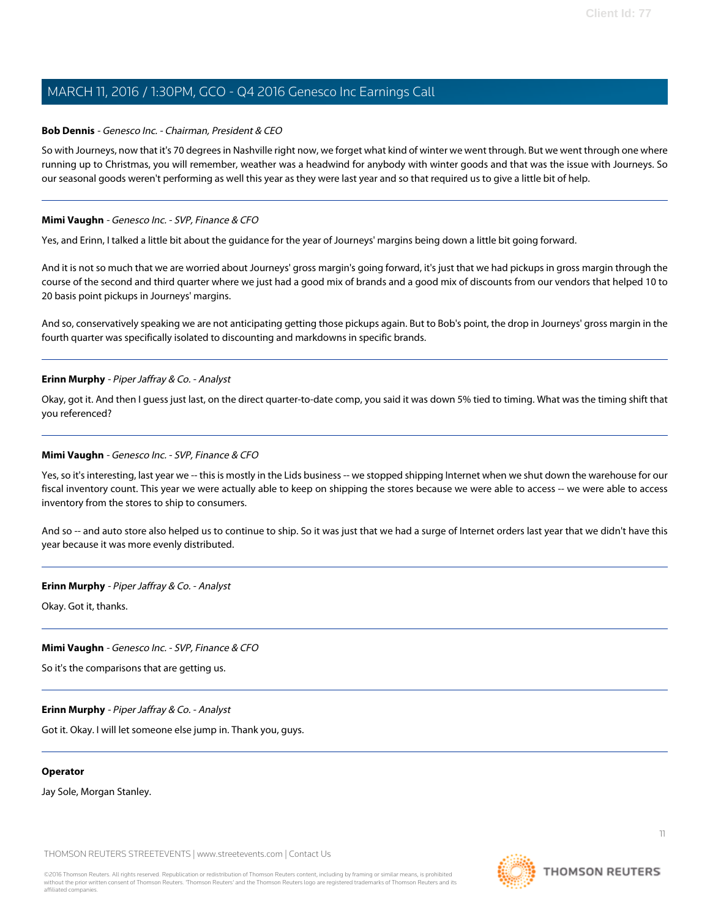**Bob Dennis** - *Genesco Inc. - Chairman, President & CEO*

So with Journeys, now that it's 70 degrees in Nashville right now, we forget what kind of winter we went through. But we went through one where running up to Christmas, you will remember, weather was a headwind for anybody with winter goods and that was the issue with Journeys. So our seasonal goods weren't performing as well this year as they were last year and so that required us to give a little bit of help.

---

**Mimi Vaughn** - *Genesco Inc. - SVP, Finance & CFO*

Yes, and Erinn, I talked a little bit about the guidance for the year of Journeys' margins being down a little bit going forward.

And it is not so much that we are worried about Journeys' gross margin's going forward, it's just that we had pickups in gross margin through the course of the second and third quarter where we just had a good mix of brands and a good mix of discounts from our vendors that helped 10 to 20 basis point pickups in Journeys' margins.

And so, conservatively speaking we are not anticipating getting those pickups again. But to Bob's point, the drop in Journeys' gross margin in the fourth quarter was specifically isolated to discounting and markdowns in specific brands.

---

**Erinn Murphy** - *Piper Jaffray & Co. - Analyst*

Okay, got it. And then I guess just last, on the direct quarter-to-date comp, you said it was down 5% tied to timing. What was the timing shift that you referenced?

---

**Mimi Vaughn** - *Genesco Inc. - SVP, Finance & CFO*

Yes, so it's interesting, last year we -- this is mostly in the Lids business -- we stopped shipping Internet when we shut down the warehouse for our fiscal inventory count. This year we were actually able to keep on shipping the stores because we were able to access -- we were able to access inventory from the stores to ship to consumers.

And so -- and auto store also helped us to continue to ship. So it was just that we had a surge of Internet orders last year that we didn't have this year because it was more evenly distributed.

---

**Erinn Murphy** - *Piper Jaffray & Co. - Analyst*

Okay. Got it, thanks.

---

**Mimi Vaughn** - *Genesco Inc. - SVP, Finance & CFO*

So it's the comparisons that are getting us.

---

**Erinn Murphy** - *Piper Jaffray & Co. - Analyst*

Got it. Okay. I will let someone else jump in. Thank you, guys.

---

**Operator**

Jay Sole, Morgan Stanley.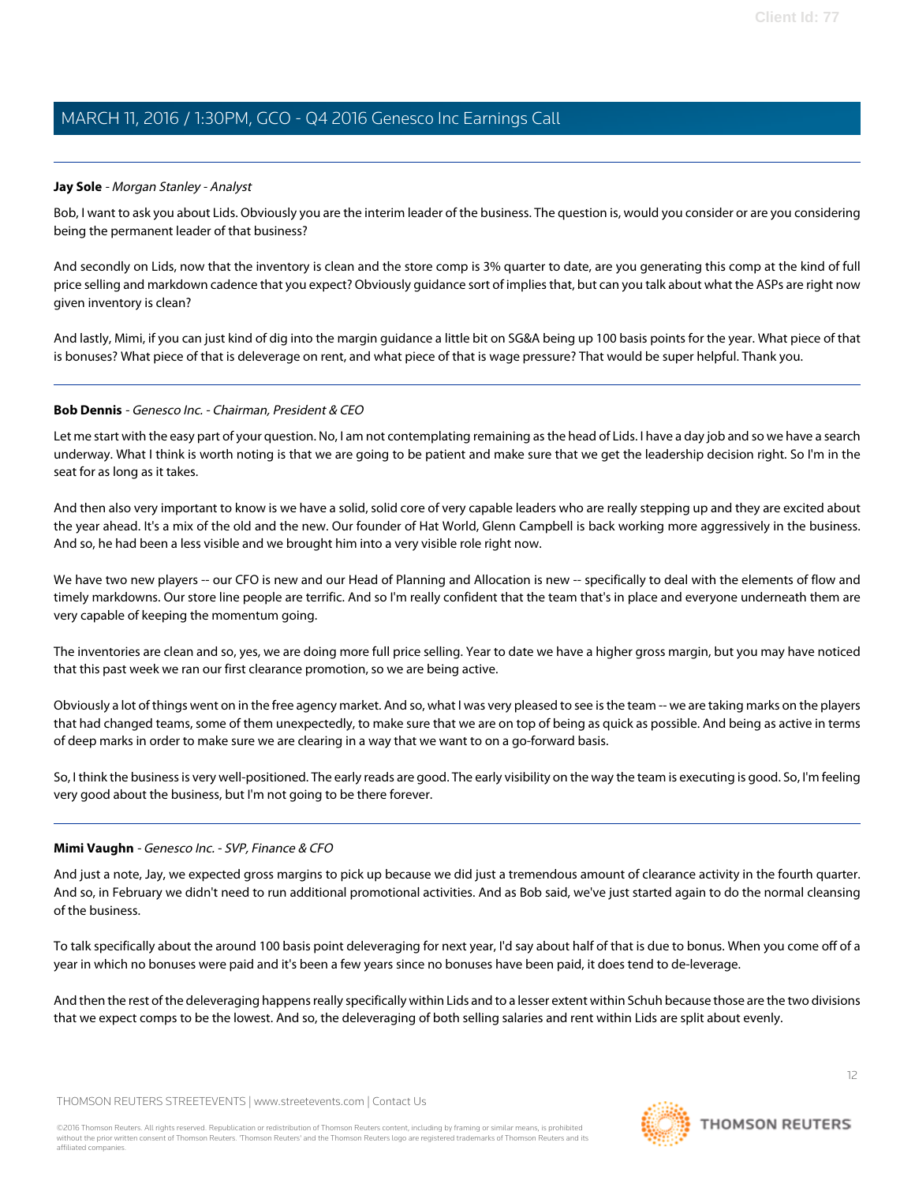**Jay Sole** - *Morgan Stanley - Analyst*

Bob, I want to ask you about Lids. Obviously you are the interim leader of the business. The question is, would you consider or are you considering being the permanent leader of that business?

And secondly on Lids, now that the inventory is clean and the store comp is 3% quarter to date, are you generating this comp at the kind of full price selling and markdown cadence that you expect? Obviously guidance sort of implies that, but can you talk about what the ASPs are right now given inventory is clean?

And lastly, Mimi, if you can just kind of dig into the margin guidance a little bit on SG&A being up 100 basis points for the year. What piece of that is bonuses? What piece of that is deleverage on rent, and what piece of that is wage pressure? That would be super helpful. Thank you.

---

**Bob Dennis** - *Genesco Inc. - Chairman, President & CEO*

Let me start with the easy part of your question. No, I am not contemplating remaining as the head of Lids. I have a day job and so we have a search underway. What I think is worth noting is that we are going to be patient and make sure that we get the leadership decision right. So I'm in the seat for as long as it takes.

And then also very important to know is we have a solid, solid core of very capable leaders who are really stepping up and they are excited about the year ahead. It's a mix of the old and the new. Our founder of Hat World, Glenn Campbell is back working more aggressively in the business. And so, he had been a less visible and we brought him into a very visible role right now.

We have two new players -- our CFO is new and our Head of Planning and Allocation is new -- specifically to deal with the elements of flow and timely markdowns. Our store line people are terrific. And so I'm really confident that the team that's in place and everyone underneath them are very capable of keeping the momentum going.

The inventories are clean and so, yes, we are doing more full price selling. Year to date we have a higher gross margin, but you may have noticed that this past week we ran our first clearance promotion, so we are being active.

Obviously a lot of things went on in the free agency market. And so, what I was very pleased to see is the team -- we are taking marks on the players that had changed teams, some of them unexpectedly, to make sure that we are on top of being as quick as possible. And being as active in terms of deep marks in order to make sure we are clearing in a way that we want to on a go-forward basis.

So, I think the business is very well-positioned. The early reads are good. The early visibility on the way the team is executing is good. So, I'm feeling very good about the business, but I'm not going to be there forever.

---

**Mimi Vaughn** - *Genesco Inc. - SVP, Finance & CFO*

And just a note, Jay, we expected gross margins to pick up because we did just a tremendous amount of clearance activity in the fourth quarter. And so, in February we didn't need to run additional promotional activities. And as Bob said, we've just started again to do the normal cleansing of the business.

To talk specifically about the around 100 basis point deleveraging for next year, I'd say about half of that is due to bonus. When you come off of a year in which no bonuses were paid and it's been a few years since no bonuses have been paid, it does tend to de-leverage.

And then the rest of the deleveraging happens really specifically within Lids and to a lesser extent within Schuh because those are the two divisions that we expect comps to be the lowest. And so, the deleveraging of both selling salaries and rent within Lids are split about evenly.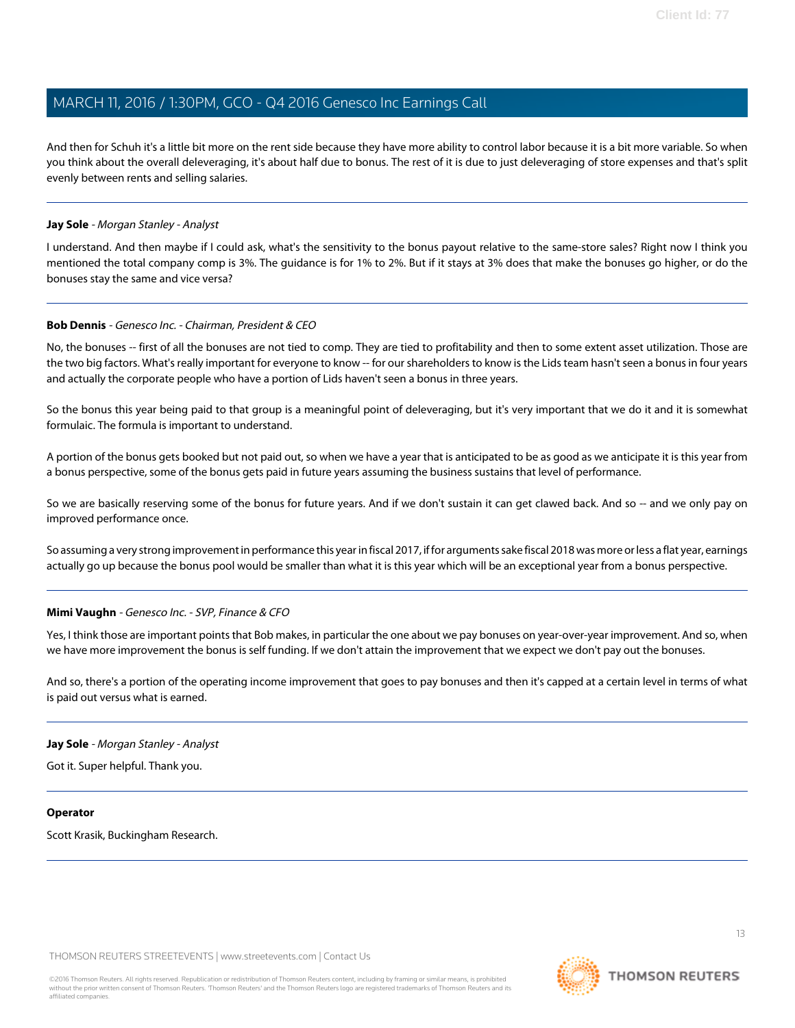And then for Schuh it's a little bit more on the rent side because they have more ability to control labor because it is a bit more variable. So when you think about the overall deleveraging, it's about half due to bonus. The rest of it is due to just deleveraging of store expenses and that's split evenly between rents and selling salaries.

---

**Jay Sole** - *Morgan Stanley - Analyst*

I understand. And then maybe if I could ask, what's the sensitivity to the bonus payout relative to the same-store sales? Right now I think you mentioned the total company comp is 3%. The guidance is for 1% to 2%. But if it stays at 3% does that make the bonuses go higher, or do the bonuses stay the same and vice versa?

---

**Bob Dennis** - *Genesco Inc. - Chairman, President & CEO*

No, the bonuses -- first of all the bonuses are not tied to comp. They are tied to profitability and then to some extent asset utilization. Those are the two big factors. What's really important for everyone to know -- for our shareholders to know is the Lids team hasn't seen a bonus in four years and actually the corporate people who have a portion of Lids haven't seen a bonus in three years.

So the bonus this year being paid to that group is a meaningful point of deleveraging, but it's very important that we do it and it is somewhat formulaic. The formula is important to understand.

A portion of the bonus gets booked but not paid out, so when we have a year that is anticipated to be as good as we anticipate it is this year from a bonus perspective, some of the bonus gets paid in future years assuming the business sustains that level of performance.

So we are basically reserving some of the bonus for future years. And if we don't sustain it can get clawed back. And so -- and we only pay on improved performance once.

So assuming a very strong improvement in performance this year in fiscal 2017, if for arguments sake fiscal 2018 was more or less a flat year, earnings actually go up because the bonus pool would be smaller than what it is this year which will be an exceptional year from a bonus perspective.

---

**Mimi Vaughn** - *Genesco Inc. - SVP, Finance & CFO*

Yes, I think those are important points that Bob makes, in particular the one about we pay bonuses on year-over-year improvement. And so, when we have more improvement the bonus is self funding. If we don't attain the improvement that we expect we don't pay out the bonuses.

And so, there's a portion of the operating income improvement that goes to pay bonuses and then it's capped at a certain level in terms of what is paid out versus what is earned.

---

**Jay Sole** - *Morgan Stanley - Analyst*

Got it. Super helpful. Thank you.

---

**Operator**

Scott Krasik, Buckingham Research.

---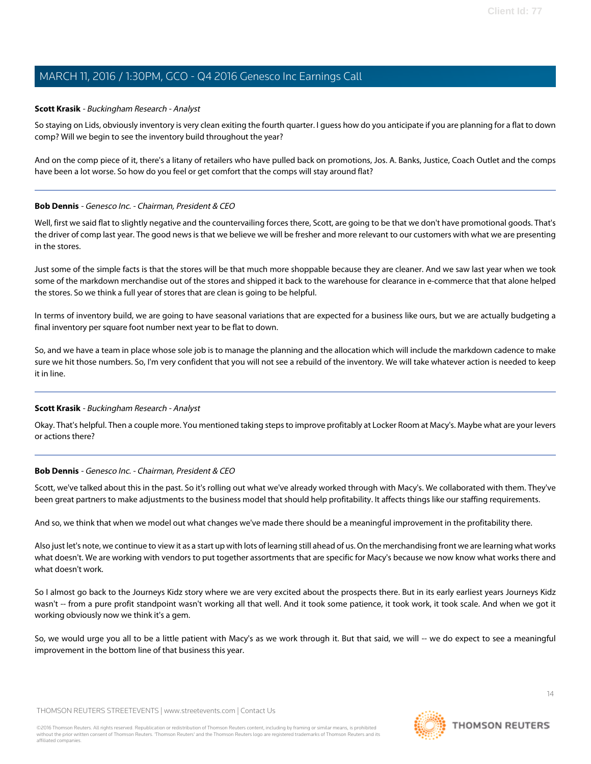**Scott Krasik** - *Buckingham Research - Analyst*

So staying on Lids, obviously inventory is very clean exiting the fourth quarter. I guess how do you anticipate if you are planning for a flat to down comp? Will we begin to see the inventory build throughout the year?

And on the comp piece of it, there's a litany of retailers who have pulled back on promotions, Jos. A. Banks, Justice, Coach Outlet and the comps have been a lot worse. So how do you feel or get comfort that the comps will stay around flat?

---

**Bob Dennis** - *Genesco Inc. - Chairman, President & CEO*

Well, first we said flat to slightly negative and the countervailing forces there, Scott, are going to be that we don't have promotional goods. That's the driver of comp last year. The good news is that we believe we will be fresher and more relevant to our customers with what we are presenting in the stores.

Just some of the simple facts is that the stores will be that much more shoppable because they are cleaner. And we saw last year when we took some of the markdown merchandise out of the stores and shipped it back to the warehouse for clearance in e-commerce that that alone helped the stores. So we think a full year of stores that are clean is going to be helpful.

In terms of inventory build, we are going to have seasonal variations that are expected for a business like ours, but we are actually budgeting a final inventory per square foot number next year to be flat to down.

So, and we have a team in place whose sole job is to manage the planning and the allocation which will include the markdown cadence to make sure we hit those numbers. So, I'm very confident that you will not see a rebuild of the inventory. We will take whatever action is needed to keep it in line.

---

**Scott Krasik** - *Buckingham Research - Analyst*

Okay. That's helpful. Then a couple more. You mentioned taking steps to improve profitably at Locker Room at Macy's. Maybe what are your levers or actions there?

---

**Bob Dennis** - *Genesco Inc. - Chairman, President & CEO*

Scott, we've talked about this in the past. So it's rolling out what we've already worked through with Macy's. We collaborated with them. They've been great partners to make adjustments to the business model that should help profitability. It affects things like our staffing requirements.

And so, we think that when we model out what changes we've made there should be a meaningful improvement in the profitability there.

Also just let's note, we continue to view it as a start up with lots of learning still ahead of us. On the merchandising front we are learning what works what doesn't. We are working with vendors to put together assortments that are specific for Macy's because we now know what works there and what doesn't work.

So I almost go back to the Journeys Kidz story where we are very excited about the prospects there. But in its early earliest years Journeys Kidz wasn't -- from a pure profit standpoint wasn't working all that well. And it took some patience, it took work, it took scale. And when we got it working obviously now we think it's a gem.

So, we would urge you all to be a little patient with Macy's as we work through it. But that said, we will -- we do expect to see a meaningful improvement in the bottom line of that business this year.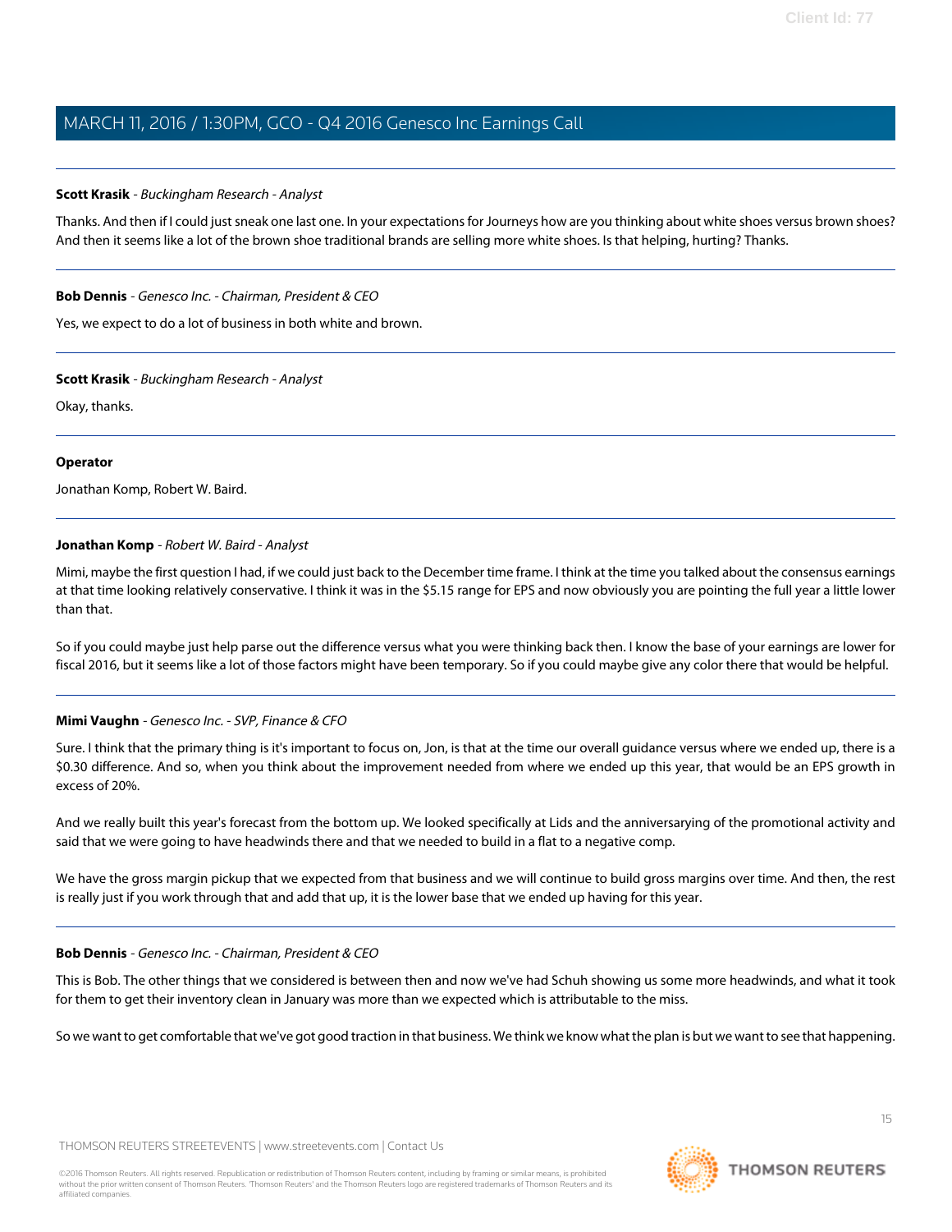**Scott Krasik** - *Buckingham Research - Analyst*

Thanks. And then if I could just sneak one last one. In your expectations for Journeys how are you thinking about white shoes versus brown shoes? And then it seems like a lot of the brown shoe traditional brands are selling more white shoes. Is that helping, hurting? Thanks.

---

**Bob Dennis** - *Genesco Inc. - Chairman, President & CEO*

Yes, we expect to do a lot of business in both white and brown.

---

**Scott Krasik** - *Buckingham Research - Analyst*

Okay, thanks.

---

**Operator**

Jonathan Komp, Robert W. Baird.

---

**Jonathan Komp** - *Robert W. Baird - Analyst*

Mimi, maybe the first question I had, if we could just back to the December time frame. I think at the time you talked about the consensus earnings at that time looking relatively conservative. I think it was in the $5.15 range for EPS and now obviously you are pointing the full year a little lower than that.

So if you could maybe just help parse out the difference versus what you were thinking back then. I know the base of your earnings are lower for fiscal 2016, but it seems like a lot of those factors might have been temporary. So if you could maybe give any color there that would be helpful.

---

**Mimi Vaughn** - *Genesco Inc. - SVP, Finance & CFO*

Sure. I think that the primary thing is it's important to focus on, Jon, is that at the time our overall guidance versus where we ended up, there is a $0.30 difference. And so, when you think about the improvement needed from where we ended up this year, that would be an EPS growth in excess of 20%.

And we really built this year's forecast from the bottom up. We looked specifically at Lids and the anniversarying of the promotional activity and said that we were going to have headwinds there and that we needed to build in a flat to a negative comp.

We have the gross margin pickup that we expected from that business and we will continue to build gross margins over time. And then, the rest is really just if you work through that and add that up, it is the lower base that we ended up having for this year.

---

**Bob Dennis** - *Genesco Inc. - Chairman, President & CEO*

This is Bob. The other things that we considered is between then and now we've had Schuh showing us some more headwinds, and what it took for them to get their inventory clean in January was more than we expected which is attributable to the miss.

So we want to get comfortable that we've got good traction in that business. We think we know what the plan is but we want to see that happening.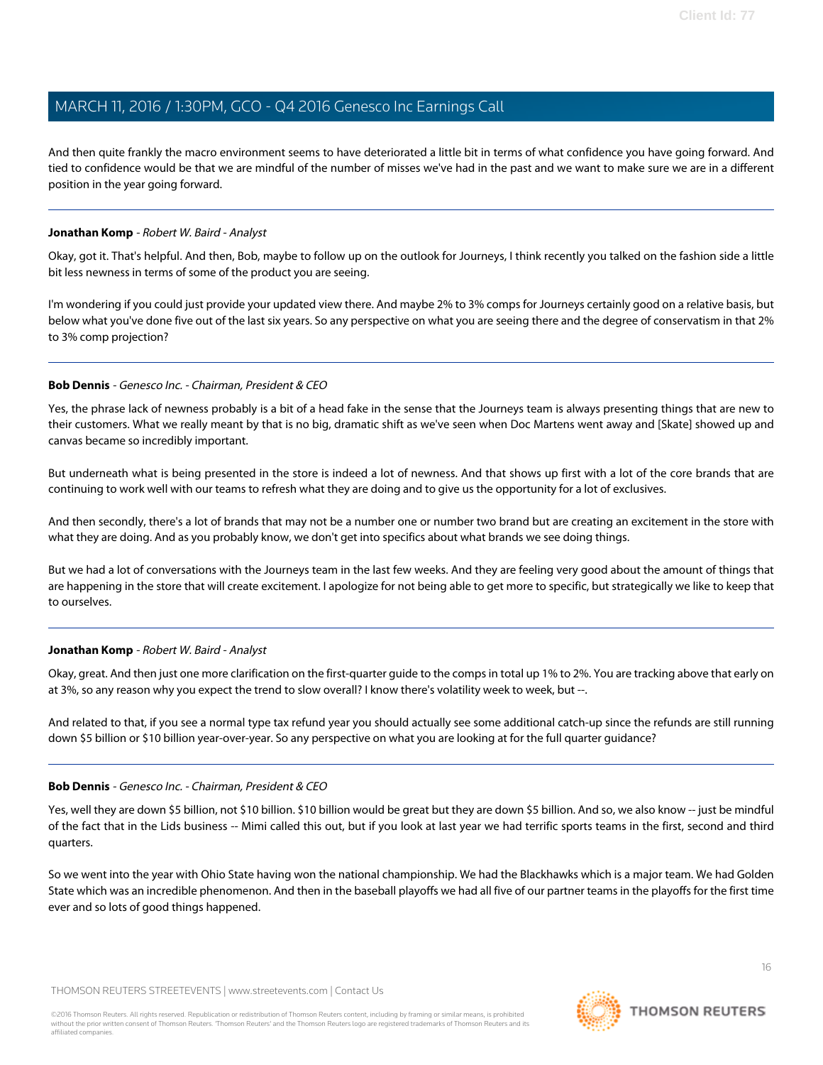And then quite frankly the macro environment seems to have deteriorated a little bit in terms of what confidence you have going forward. And tied to confidence would be that we are mindful of the number of misses we've had in the past and we want to make sure we are in a different position in the year going forward.

---

**Jonathan Komp** - *Robert W. Baird - Analyst*

Okay, got it. That's helpful. And then, Bob, maybe to follow up on the outlook for Journeys, I think recently you talked on the fashion side a little bit less newness in terms of some of the product you are seeing.

I'm wondering if you could just provide your updated view there. And maybe 2% to 3% comps for Journeys certainly good on a relative basis, but below what you've done five out of the last six years. So any perspective on what you are seeing there and the degree of conservatism in that 2% to 3% comp projection?

---

**Bob Dennis** - *Genesco Inc. - Chairman, President & CEO*

Yes, the phrase lack of newness probably is a bit of a head fake in the sense that the Journeys team is always presenting things that are new to their customers. What we really meant by that is no big, dramatic shift as we've seen when Doc Martens went away and [Skate] showed up and canvas became so incredibly important.

But underneath what is being presented in the store is indeed a lot of newness. And that shows up first with a lot of the core brands that are continuing to work well with our teams to refresh what they are doing and to give us the opportunity for a lot of exclusives.

And then secondly, there's a lot of brands that may not be a number one or number two brand but are creating an excitement in the store with what they are doing. And as you probably know, we don't get into specifics about what brands we see doing things.

But we had a lot of conversations with the Journeys team in the last few weeks. And they are feeling very good about the amount of things that are happening in the store that will create excitement. I apologize for not being able to get more to specific, but strategically we like to keep that to ourselves.

---

**Jonathan Komp** - *Robert W. Baird - Analyst*

Okay, great. And then just one more clarification on the first-quarter guide to the comps in total up 1% to 2%. You are tracking above that early on at 3%, so any reason why you expect the trend to slow overall? I know there's volatility week to week, but --.

And related to that, if you see a normal type tax refund year you should actually see some additional catch-up since the refunds are still running down $5 billion or $10 billion year-over-year. So any perspective on what you are looking at for the full quarter guidance?

---

**Bob Dennis** - *Genesco Inc. - Chairman, President & CEO*

Yes, well they are down $5 billion, not $10 billion. $10 billion would be great but they are down $5 billion. And so, we also know -- just be mindful of the fact that in the Lids business -- Mimi called this out, but if you look at last year we had terrific sports teams in the first, second and third quarters.

So we went into the year with Ohio State having won the national championship. We had the Blackhawks which is a major team. We had Golden State which was an incredible phenomenon. And then in the baseball playoffs we had all five of our partner teams in the playoffs for the first time ever and so lots of good things happened.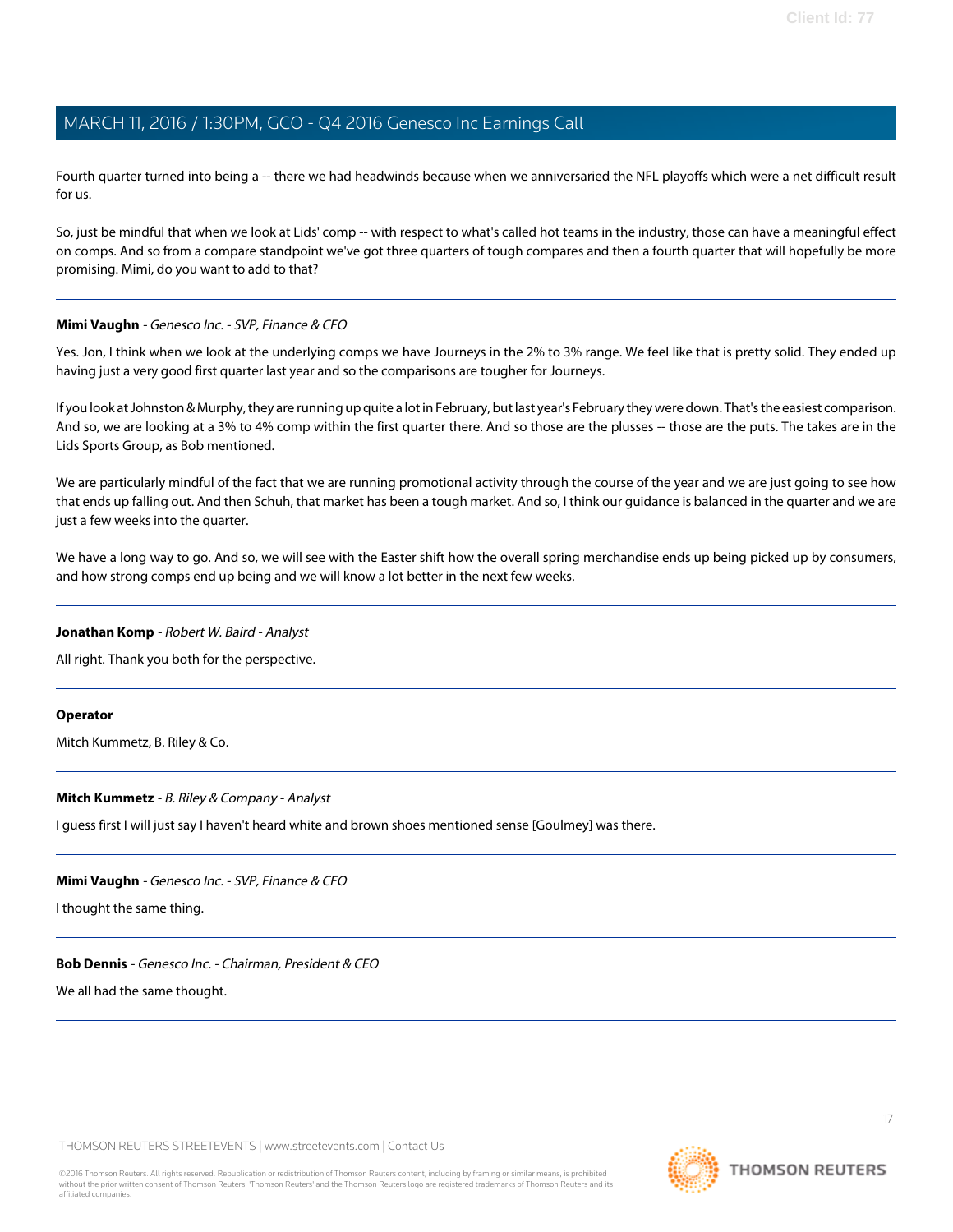Fourth quarter turned into being a -- there we had headwinds because when we anniversaried the NFL playoffs which were a net difficult result for us.

So, just be mindful that when we look at Lids' comp -- with respect to what's called hot teams in the industry, those can have a meaningful effect on comps. And so from a compare standpoint we've got three quarters of tough compares and then a fourth quarter that will hopefully be more promising. Mimi, do you want to add to that?

---

**Mimi Vaughn** - *Genesco Inc. - SVP, Finance & CFO*

Yes. Jon, I think when we look at the underlying comps we have Journeys in the 2% to 3% range. We feel like that is pretty solid. They ended up having just a very good first quarter last year and so the comparisons are tougher for Journeys.

If you look at Johnston & Murphy, they are running up quite a lot in February, but last year's February they were down. That's the easiest comparison. And so, we are looking at a 3% to 4% comp within the first quarter there. And so those are the plusses -- those are the puts. The takes are in the Lids Sports Group, as Bob mentioned.

We are particularly mindful of the fact that we are running promotional activity through the course of the year and we are just going to see how that ends up falling out. And then Schuh, that market has been a tough market. And so, I think our guidance is balanced in the quarter and we are just a few weeks into the quarter.

We have a long way to go. And so, we will see with the Easter shift how the overall spring merchandise ends up being picked up by consumers, and how strong comps end up being and we will know a lot better in the next few weeks.

---

**Jonathan Komp** - *Robert W. Baird - Analyst*

All right. Thank you both for the perspective.

---

**Operator**

Mitch Kummetz, B. Riley & Co.

---

**Mitch Kummetz** - *B. Riley & Company - Analyst*

I guess first I will just say I haven't heard white and brown shoes mentioned sense [Goulmey] was there.

---

**Mimi Vaughn** - *Genesco Inc. - SVP, Finance & CFO*

I thought the same thing.

---

**Bob Dennis** - *Genesco Inc. - Chairman, President & CEO*

We all had the same thought.

---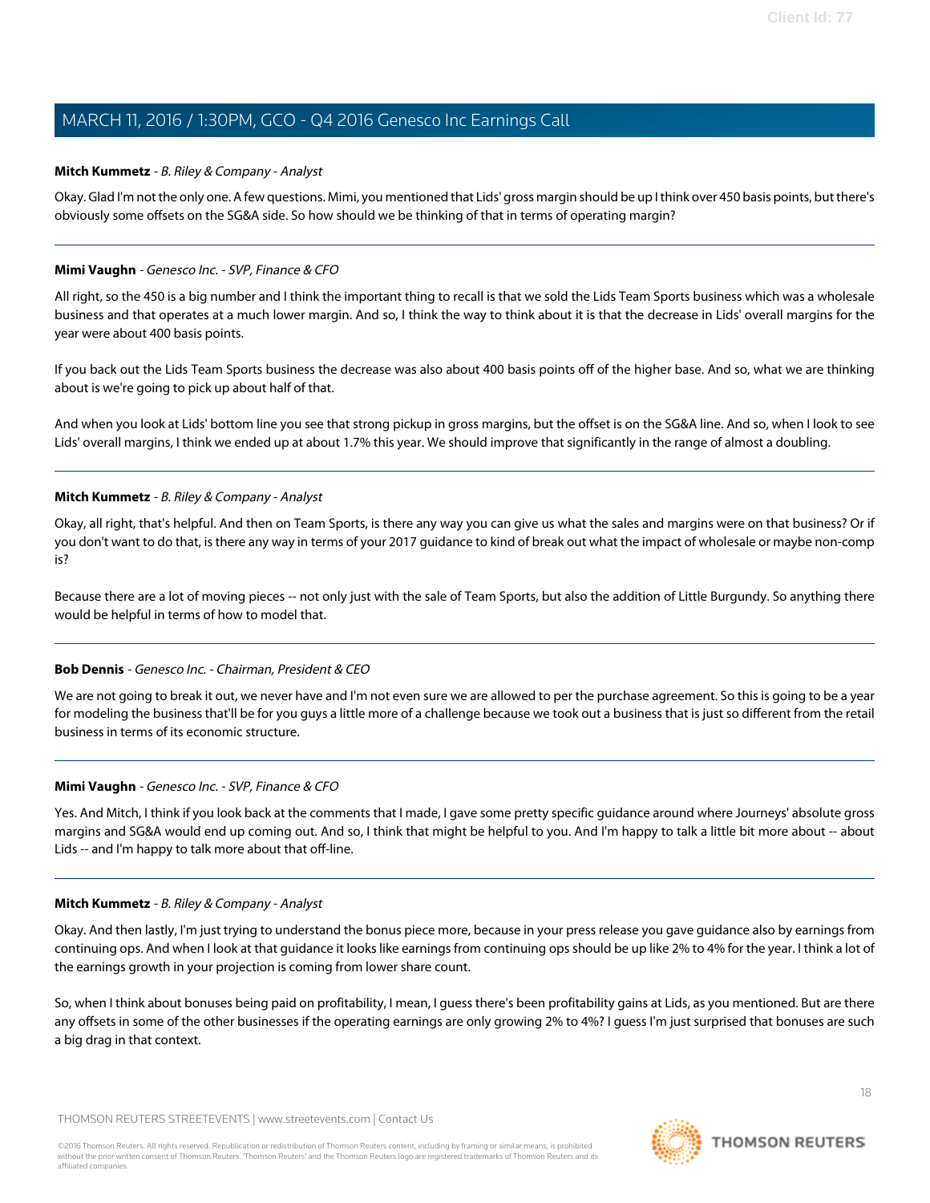**Mitch Kummetz** - *B. Riley & Company - Analyst*

Okay. Glad I'm not the only one. A few questions. Mimi, you mentioned that Lids' gross margin should be up I think over 450 basis points, but there's obviously some offsets on the SG&A side. So how should we be thinking of that in terms of operating margin?

---

**Mimi Vaughn** - *Genesco Inc. - SVP, Finance & CFO*

All right, so the 450 is a big number and I think the important thing to recall is that we sold the Lids Team Sports business which was a wholesale business and that operates at a much lower margin. And so, I think the way to think about it is that the decrease in Lids' overall margins for the year were about 400 basis points.

If you back out the Lids Team Sports business the decrease was also about 400 basis points off of the higher base. And so, what we are thinking about is we're going to pick up about half of that.

And when you look at Lids' bottom line you see that strong pickup in gross margins, but the offset is on the SG&A line. And so, when I look to see Lids' overall margins, I think we ended up at about 1.7% this year. We should improve that significantly in the range of almost a doubling.

---

**Mitch Kummetz** - *B. Riley & Company - Analyst*

Okay, all right, that's helpful. And then on Team Sports, is there any way you can give us what the sales and margins were on that business? Or if you don't want to do that, is there any way in terms of your 2017 guidance to kind of break out what the impact of wholesale or maybe non-comp is?

Because there are a lot of moving pieces -- not only just with the sale of Team Sports, but also the addition of Little Burgundy. So anything there would be helpful in terms of how to model that.

---

**Bob Dennis** - *Genesco Inc. - Chairman, President & CEO*

We are not going to break it out, we never have and I'm not even sure we are allowed to per the purchase agreement. So this is going to be a year for modeling the business that'll be for you guys a little more of a challenge because we took out a business that is just so different from the retail business in terms of its economic structure.

---

**Mimi Vaughn** - *Genesco Inc. - SVP, Finance & CFO*

Yes. And Mitch, I think if you look back at the comments that I made, I gave some pretty specific guidance around where Journeys' absolute gross margins and SG&A would end up coming out. And so, I think that might be helpful to you. And I'm happy to talk a little bit more about -- about Lids -- and I'm happy to talk more about that off-line.

---

**Mitch Kummetz** - *B. Riley & Company - Analyst*

Okay. And then lastly, I'm just trying to understand the bonus piece more, because in your press release you gave guidance also by earnings from continuing ops. And when I look at that guidance it looks like earnings from continuing ops should be up like 2% to 4% for the year. I think a lot of the earnings growth in your projection is coming from lower share count.

So, when I think about bonuses being paid on profitability, I mean, I guess there's been profitability gains at Lids, as you mentioned. But are there any offsets in some of the other businesses if the operating earnings are only growing 2% to 4%? I guess I'm just surprised that bonuses are such a big drag in that context.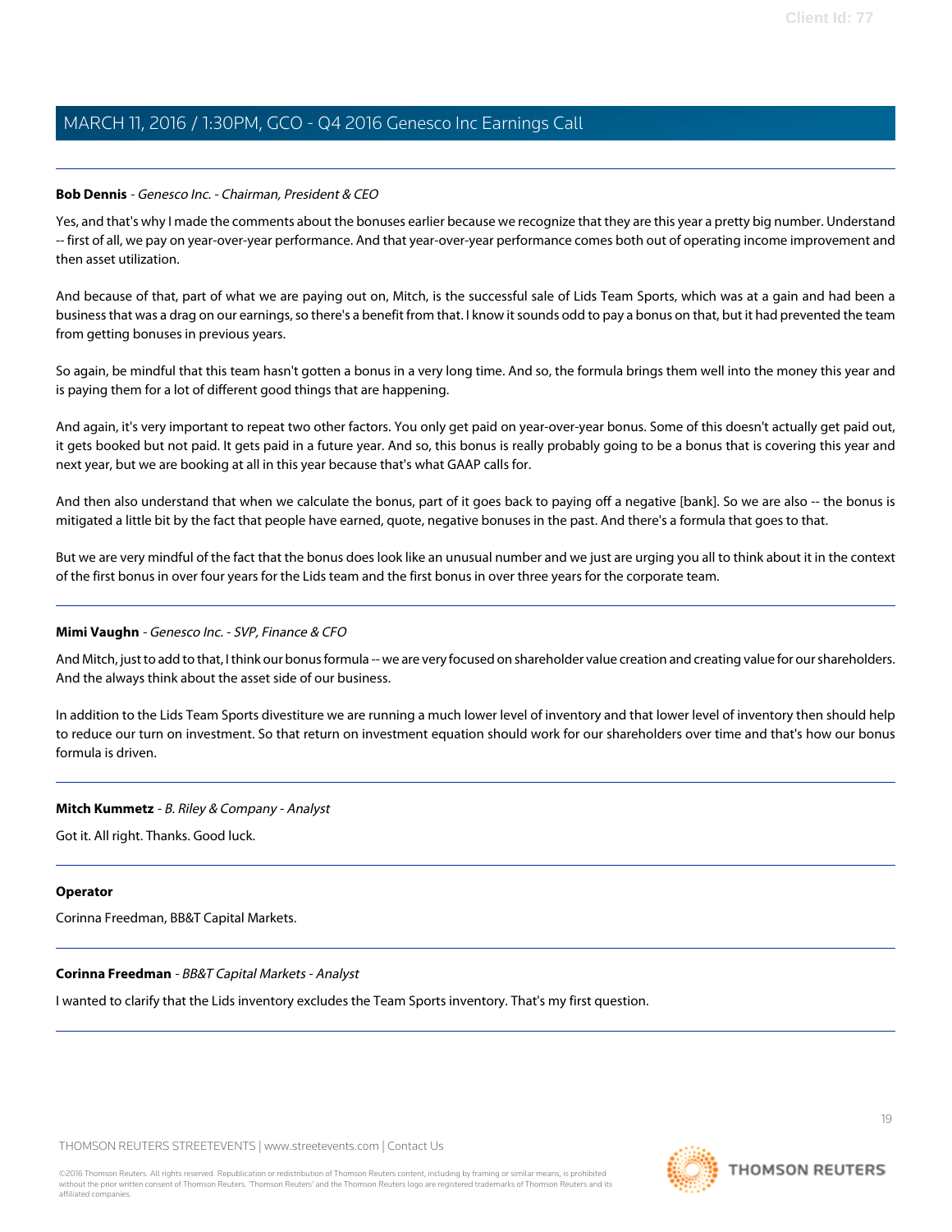**Bob Dennis** - *Genesco Inc. - Chairman, President & CEO*

Yes, and that's why I made the comments about the bonuses earlier because we recognize that they are this year a pretty big number. Understand -- first of all, we pay on year-over-year performance. And that year-over-year performance comes both out of operating income improvement and then asset utilization.

And because of that, part of what we are paying out on, Mitch, is the successful sale of Lids Team Sports, which was at a gain and had been a business that was a drag on our earnings, so there's a benefit from that. I know it sounds odd to pay a bonus on that, but it had prevented the team from getting bonuses in previous years.

So again, be mindful that this team hasn't gotten a bonus in a very long time. And so, the formula brings them well into the money this year and is paying them for a lot of different good things that are happening.

And again, it's very important to repeat two other factors. You only get paid on year-over-year bonus. Some of this doesn't actually get paid out, it gets booked but not paid. It gets paid in a future year. And so, this bonus is really probably going to be a bonus that is covering this year and next year, but we are booking at all in this year because that's what GAAP calls for.

And then also understand that when we calculate the bonus, part of it goes back to paying off a negative [bank]. So we are also -- the bonus is mitigated a little bit by the fact that people have earned, quote, negative bonuses in the past. And there's a formula that goes to that.

But we are very mindful of the fact that the bonus does look like an unusual number and we just are urging you all to think about it in the context of the first bonus in over four years for the Lids team and the first bonus in over three years for the corporate team.

---

**Mimi Vaughn** - *Genesco Inc. - SVP, Finance & CFO*

And Mitch, just to add to that, I think our bonus formula -- we are very focused on shareholder value creation and creating value for our shareholders. And the always think about the asset side of our business.

In addition to the Lids Team Sports divestiture we are running a much lower level of inventory and that lower level of inventory then should help to reduce our turn on investment. So that return on investment equation should work for our shareholders over time and that's how our bonus formula is driven.

---

**Mitch Kummetz** - *B. Riley & Company - Analyst*

Got it. All right. Thanks. Good luck.

---

**Operator**

Corinna Freedman, BB&T Capital Markets.

---

**Corinna Freedman** - *BB&T Capital Markets - Analyst*

I wanted to clarify that the Lids inventory excludes the Team Sports inventory. That's my first question.

---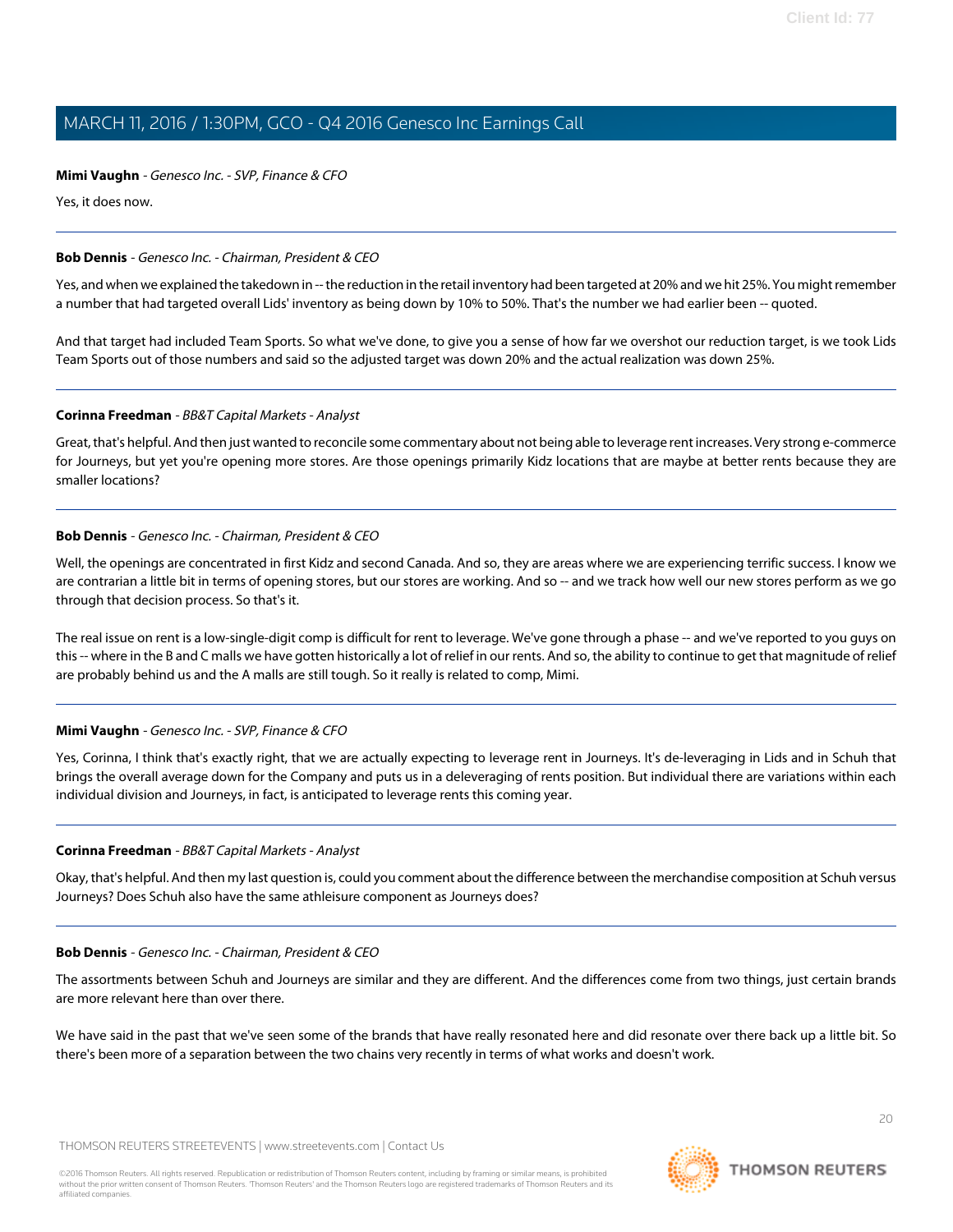**Mimi Vaughn** - *Genesco Inc. - SVP, Finance & CFO*

Yes, it does now.

---

**Bob Dennis** - *Genesco Inc. - Chairman, President & CEO*

Yes, and when we explained the takedown in -- the reduction in the retail inventory had been targeted at 20% and we hit 25%. You might remember a number that had targeted overall Lids' inventory as being down by 10% to 50%. That's the number we had earlier been -- quoted.

And that target had included Team Sports. So what we've done, to give you a sense of how far we overshot our reduction target, is we took Lids Team Sports out of those numbers and said so the adjusted target was down 20% and the actual realization was down 25%.

---

**Corinna Freedman** - *BB&T Capital Markets - Analyst*

Great, that's helpful. And then just wanted to reconcile some commentary about not being able to leverage rent increases. Very strong e-commerce for Journeys, but yet you're opening more stores. Are those openings primarily Kidz locations that are maybe at better rents because they are smaller locations?

---

**Bob Dennis** - *Genesco Inc. - Chairman, President & CEO*

Well, the openings are concentrated in first Kidz and second Canada. And so, they are areas where we are experiencing terrific success. I know we are contrarian a little bit in terms of opening stores, but our stores are working. And so -- and we track how well our new stores perform as we go through that decision process. So that's it.

The real issue on rent is a low-single-digit comp is difficult for rent to leverage. We've gone through a phase -- and we've reported to you guys on this -- where in the B and C malls we have gotten historically a lot of relief in our rents. And so, the ability to continue to get that magnitude of relief are probably behind us and the A malls are still tough. So it really is related to comp, Mimi.

---

**Mimi Vaughn** - *Genesco Inc. - SVP, Finance & CFO*

Yes, Corinna, I think that's exactly right, that we are actually expecting to leverage rent in Journeys. It's de-leveraging in Lids and in Schuh that brings the overall average down for the Company and puts us in a deleveraging of rents position. But individual there are variations within each individual division and Journeys, in fact, is anticipated to leverage rents this coming year.

---

**Corinna Freedman** - *BB&T Capital Markets - Analyst*

Okay, that's helpful. And then my last question is, could you comment about the difference between the merchandise composition at Schuh versus Journeys? Does Schuh also have the same athleisure component as Journeys does?

---

**Bob Dennis** - *Genesco Inc. - Chairman, President & CEO*

The assortments between Schuh and Journeys are similar and they are different. And the differences come from two things, just certain brands are more relevant here than over there.

We have said in the past that we've seen some of the brands that have really resonated here and did resonate over there back up a little bit. So there's been more of a separation between the two chains very recently in terms of what works and doesn't work.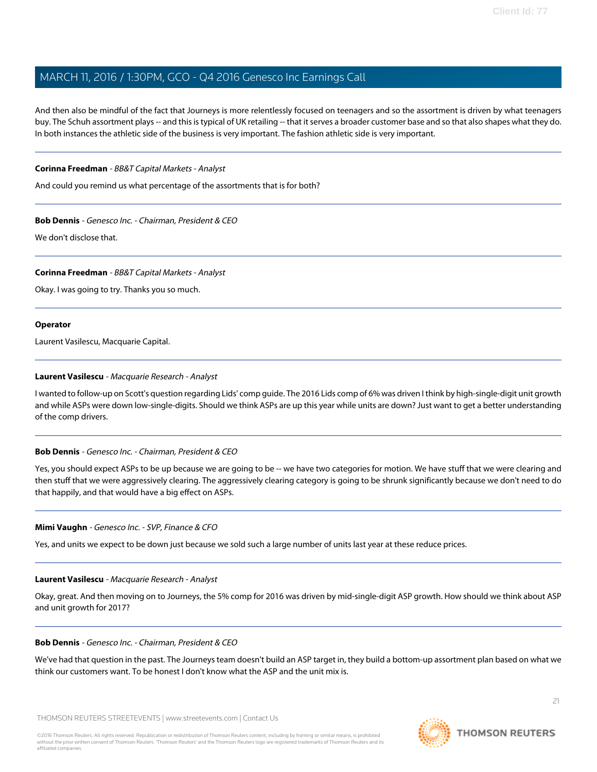And then also be mindful of the fact that Journeys is more relentlessly focused on teenagers and so the assortment is driven by what teenagers buy. The Schuh assortment plays -- and this is typical of UK retailing -- that it serves a broader customer base and so that also shapes what they do. In both instances the athletic side of the business is very important. The fashion athletic side is very important.

---

**Corinna Freedman** - *BB&T Capital Markets - Analyst*

And could you remind us what percentage of the assortments that is for both?

---

**Bob Dennis** - *Genesco Inc. - Chairman, President & CEO*

We don't disclose that.

---

**Corinna Freedman** - *BB&T Capital Markets - Analyst*

Okay. I was going to try. Thanks you so much.

---

**Operator**

Laurent Vasilescu, Macquarie Capital.

---

**Laurent Vasilescu** - *Macquarie Research - Analyst*

I wanted to follow-up on Scott's question regarding Lids' comp guide. The 2016 Lids comp of 6% was driven I think by high-single-digit unit growth and while ASPs were down low-single-digits. Should we think ASPs are up this year while units are down? Just want to get a better understanding of the comp drivers.

---

**Bob Dennis** - *Genesco Inc. - Chairman, President & CEO*

Yes, you should expect ASPs to be up because we are going to be -- we have two categories for motion. We have stuff that we were clearing and then stuff that we were aggressively clearing. The aggressively clearing category is going to be shrunk significantly because we don't need to do that happily, and that would have a big effect on ASPs.

---

**Mimi Vaughn** - *Genesco Inc. - SVP, Finance & CFO*

Yes, and units we expect to be down just because we sold such a large number of units last year at these reduce prices.

---

**Laurent Vasilescu** - *Macquarie Research - Analyst*

Okay, great. And then moving on to Journeys, the 5% comp for 2016 was driven by mid-single-digit ASP growth. How should we think about ASP and unit growth for 2017?

---

**Bob Dennis** - *Genesco Inc. - Chairman, President & CEO*

We've had that question in the past. The Journeys team doesn't build an ASP target in, they build a bottom-up assortment plan based on what we think our customers want. To be honest I don't know what the ASP and the unit mix is.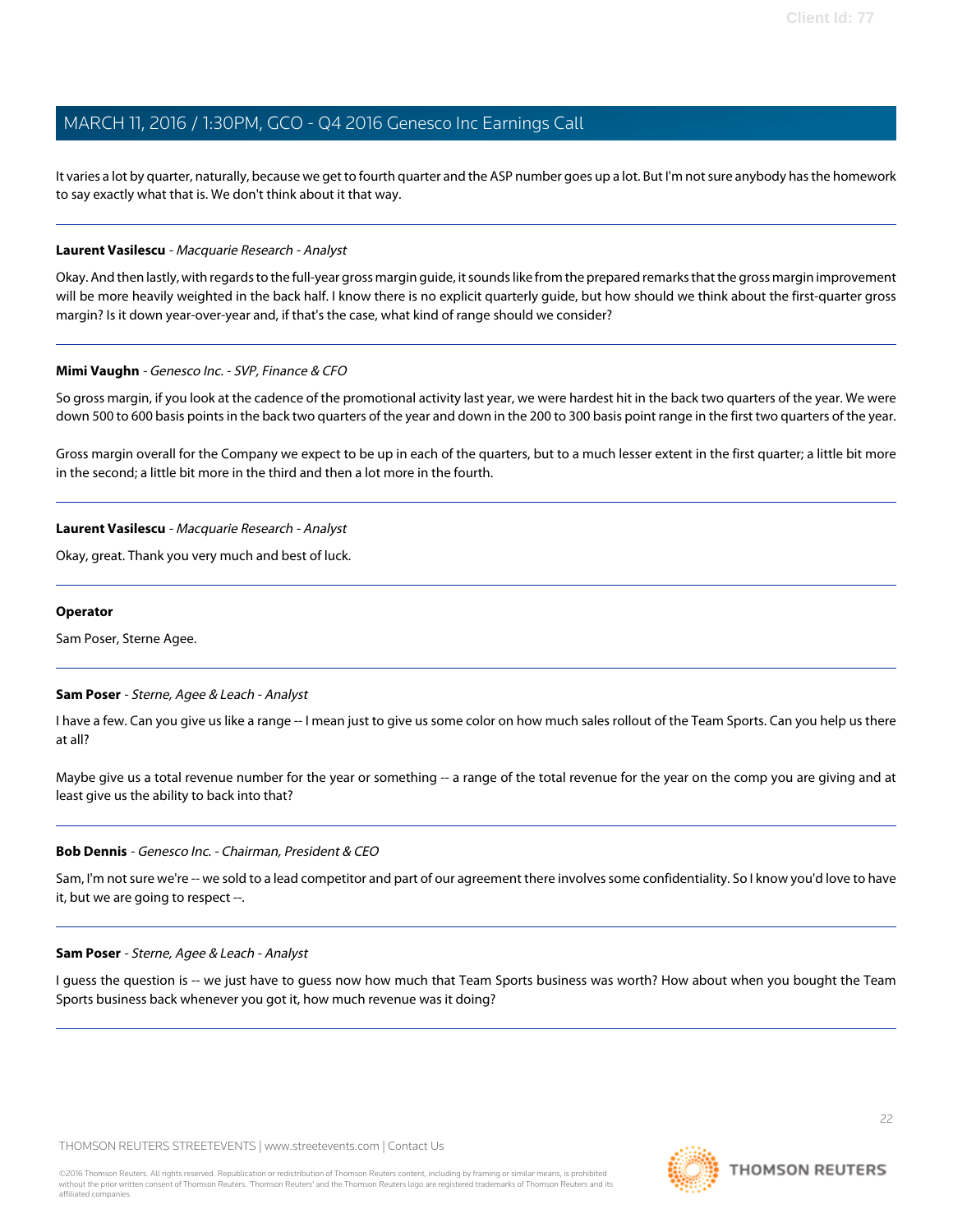It varies a lot by quarter, naturally, because we get to fourth quarter and the ASP number goes up a lot. But I'm not sure anybody has the homework to say exactly what that is. We don't think about it that way.

---

**Laurent Vasilescu** - *Macquarie Research - Analyst*

Okay. And then lastly, with regards to the full-year gross margin guide, it sounds like from the prepared remarks that the gross margin improvement will be more heavily weighted in the back half. I know there is no explicit quarterly guide, but how should we think about the first-quarter gross margin? Is it down year-over-year and, if that's the case, what kind of range should we consider?

---

**Mimi Vaughn** - *Genesco Inc. - SVP, Finance & CFO*

So gross margin, if you look at the cadence of the promotional activity last year, we were hardest hit in the back two quarters of the year. We were down 500 to 600 basis points in the back two quarters of the year and down in the 200 to 300 basis point range in the first two quarters of the year.

Gross margin overall for the Company we expect to be up in each of the quarters, but to a much lesser extent in the first quarter; a little bit more in the second; a little bit more in the third and then a lot more in the fourth.

---

**Laurent Vasilescu** - *Macquarie Research - Analyst*

Okay, great. Thank you very much and best of luck.

---

**Operator**

Sam Poser, Sterne Agee.

---

**Sam Poser** - *Sterne, Agee & Leach - Analyst*

I have a few. Can you give us like a range -- I mean just to give us some color on how much sales rollout of the Team Sports. Can you help us there at all?

Maybe give us a total revenue number for the year or something -- a range of the total revenue for the year on the comp you are giving and at least give us the ability to back into that?

---

**Bob Dennis** - *Genesco Inc. - Chairman, President & CEO*

Sam, I'm not sure we're -- we sold to a lead competitor and part of our agreement there involves some confidentiality. So I know you'd love to have it, but we are going to respect --.

---

**Sam Poser** - *Sterne, Agee & Leach - Analyst*

I guess the question is -- we just have to guess now how much that Team Sports business was worth? How about when you bought the Team Sports business back whenever you got it, how much revenue was it doing?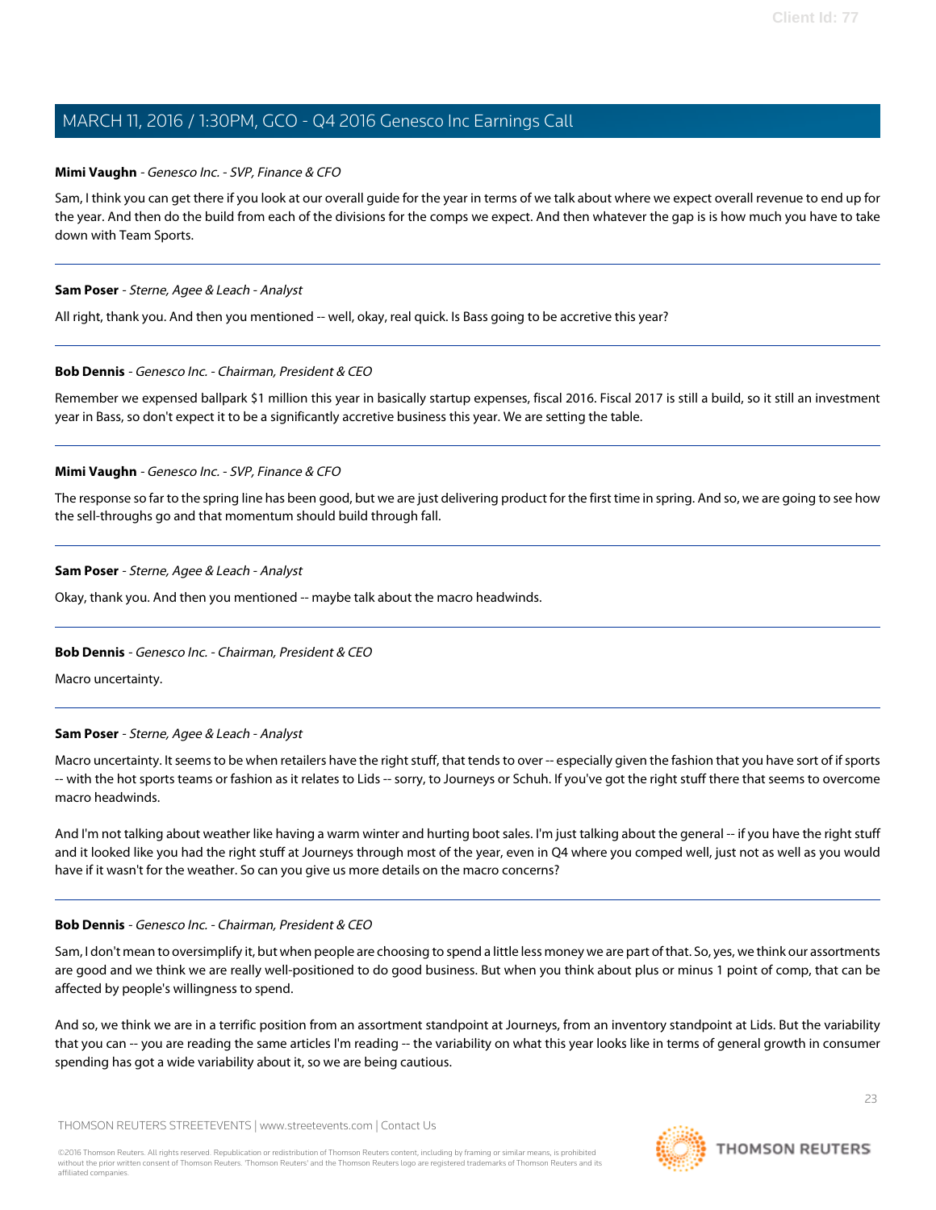**Mimi Vaughn** - *Genesco Inc. - SVP, Finance & CFO*

Sam, I think you can get there if you look at our overall guide for the year in terms of we talk about where we expect overall revenue to end up for the year. And then do the build from each of the divisions for the comps we expect. And then whatever the gap is is how much you have to take down with Team Sports.

---

**Sam Poser** - *Sterne, Agee & Leach - Analyst*

All right, thank you. And then you mentioned -- well, okay, real quick. Is Bass going to be accretive this year?

---

**Bob Dennis** - *Genesco Inc. - Chairman, President & CEO*

Remember we expensed ballpark $1 million this year in basically startup expenses, fiscal 2016. Fiscal 2017 is still a build, so it still an investment year in Bass, so don't expect it to be a significantly accretive business this year. We are setting the table.

---

**Mimi Vaughn** - *Genesco Inc. - SVP, Finance & CFO*

The response so far to the spring line has been good, but we are just delivering product for the first time in spring. And so, we are going to see how the sell-throughs go and that momentum should build through fall.

---

**Sam Poser** - *Sterne, Agee & Leach - Analyst*

Okay, thank you. And then you mentioned -- maybe talk about the macro headwinds.

---

**Bob Dennis** - *Genesco Inc. - Chairman, President & CEO*

Macro uncertainty.

---

**Sam Poser** - *Sterne, Agee & Leach - Analyst*

Macro uncertainty. It seems to be when retailers have the right stuff, that tends to over -- especially given the fashion that you have sort of if sports -- with the hot sports teams or fashion as it relates to Lids -- sorry, to Journeys or Schuh. If you've got the right stuff there that seems to overcome macro headwinds.

And I'm not talking about weather like having a warm winter and hurting boot sales. I'm just talking about the general -- if you have the right stuff and it looked like you had the right stuff at Journeys through most of the year, even in Q4 where you comped well, just not as well as you would have if it wasn't for the weather. So can you give us more details on the macro concerns?

---

**Bob Dennis** - *Genesco Inc. - Chairman, President & CEO*

Sam, I don't mean to oversimplify it, but when people are choosing to spend a little less money we are part of that. So, yes, we think our assortments are good and we think we are really well-positioned to do good business. But when you think about plus or minus 1 point of comp, that can be affected by people's willingness to spend.

And so, we think we are in a terrific position from an assortment standpoint at Journeys, from an inventory standpoint at Lids. But the variability that you can -- you are reading the same articles I'm reading -- the variability on what this year looks like in terms of general growth in consumer spending has got a wide variability about it, so we are being cautious.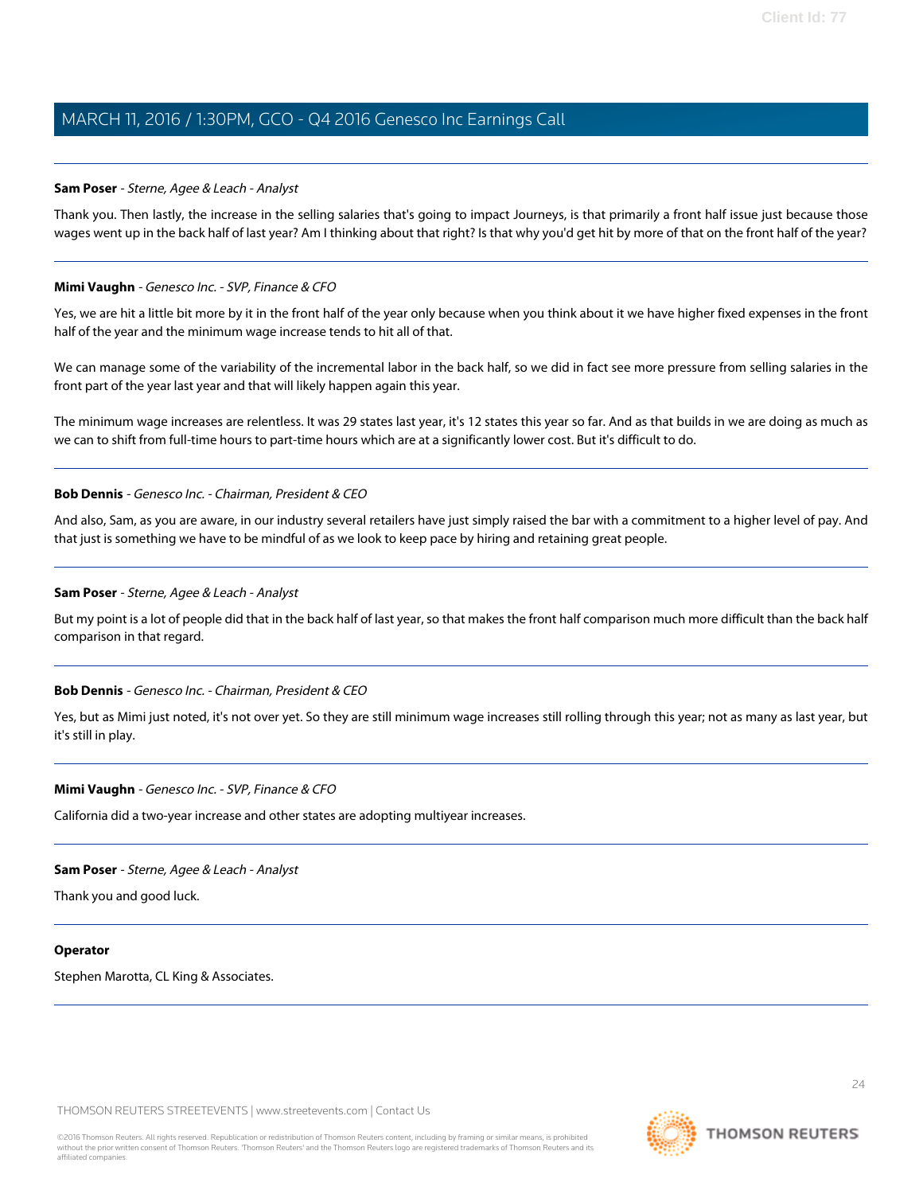**Sam Poser** - *Sterne, Agee & Leach - Analyst*

Thank you. Then lastly, the increase in the selling salaries that's going to impact Journeys, is that primarily a front half issue just because those wages went up in the back half of last year? Am I thinking about that right? Is that why you'd get hit by more of that on the front half of the year?

---

**Mimi Vaughn** - *Genesco Inc. - SVP, Finance & CFO*

Yes, we are hit a little bit more by it in the front half of the year only because when you think about it we have higher fixed expenses in the front half of the year and the minimum wage increase tends to hit all of that.

We can manage some of the variability of the incremental labor in the back half, so we did in fact see more pressure from selling salaries in the front part of the year last year and that will likely happen again this year.

The minimum wage increases are relentless. It was 29 states last year, it's 12 states this year so far. And as that builds in we are doing as much as we can to shift from full-time hours to part-time hours which are at a significantly lower cost. But it's difficult to do.

---

**Bob Dennis** - *Genesco Inc. - Chairman, President & CEO*

And also, Sam, as you are aware, in our industry several retailers have just simply raised the bar with a commitment to a higher level of pay. And that just is something we have to be mindful of as we look to keep pace by hiring and retaining great people.

---

**Sam Poser** - *Sterne, Agee & Leach - Analyst*

But my point is a lot of people did that in the back half of last year, so that makes the front half comparison much more difficult than the back half comparison in that regard.

---

**Bob Dennis** - *Genesco Inc. - Chairman, President & CEO*

Yes, but as Mimi just noted, it's not over yet. So they are still minimum wage increases still rolling through this year; not as many as last year, but it's still in play.

---

**Mimi Vaughn** - *Genesco Inc. - SVP, Finance & CFO*

California did a two-year increase and other states are adopting multiyear increases.

---

**Sam Poser** - *Sterne, Agee & Leach - Analyst*

Thank you and good luck.

---

**Operator**

Stephen Marotta, CL King & Associates.

---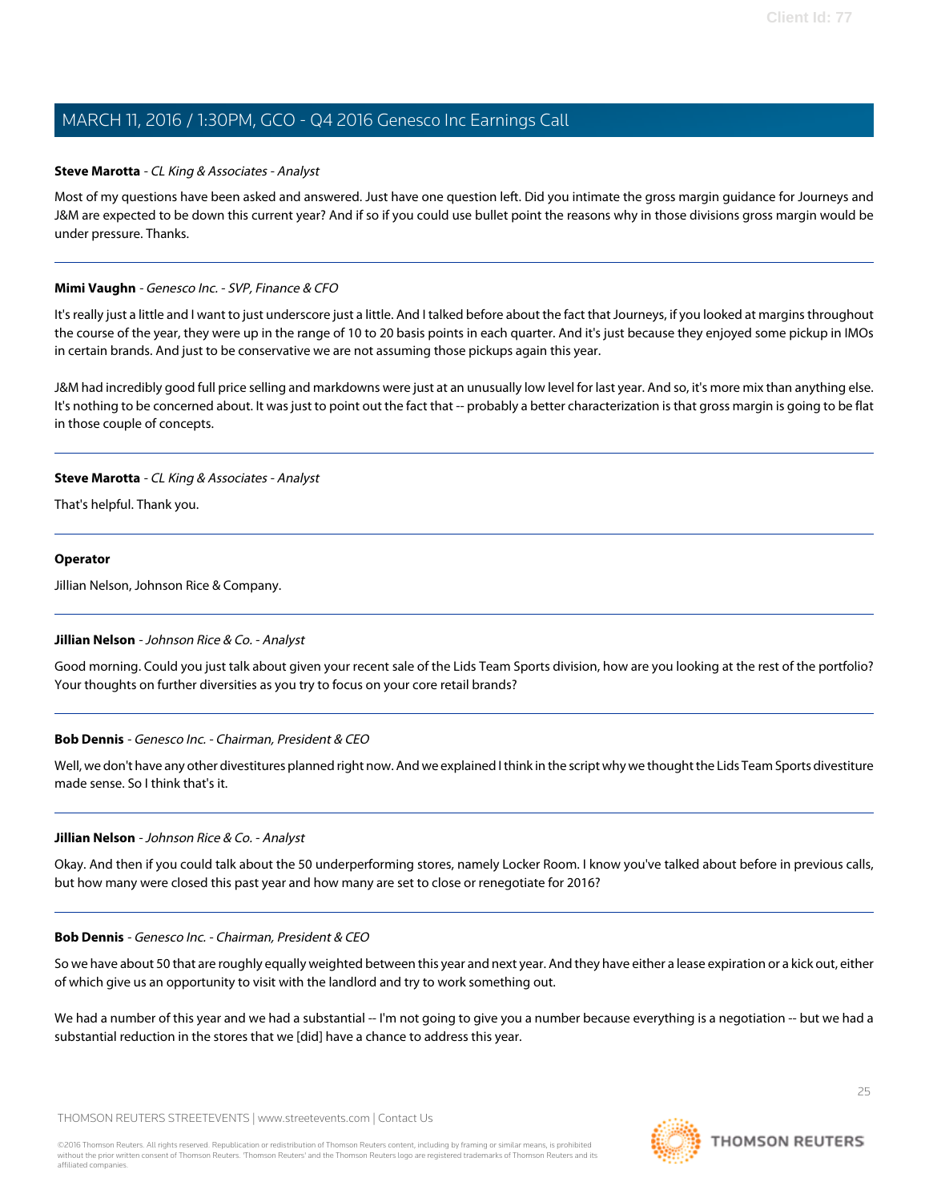**Steve Marotta** - *CL King & Associates - Analyst*

Most of my questions have been asked and answered. Just have one question left. Did you intimate the gross margin guidance for Journeys and J&M are expected to be down this current year? And if so if you could use bullet point the reasons why in those divisions gross margin would be under pressure. Thanks.

---

**Mimi Vaughn** - *Genesco Inc. - SVP, Finance & CFO*

It's really just a little and I want to just underscore just a little. And I talked before about the fact that Journeys, if you looked at margins throughout the course of the year, they were up in the range of 10 to 20 basis points in each quarter. And it's just because they enjoyed some pickup in IMOs in certain brands. And just to be conservative we are not assuming those pickups again this year.

J&M had incredibly good full price selling and markdowns were just at an unusually low level for last year. And so, it's more mix than anything else. It's nothing to be concerned about. It was just to point out the fact that -- probably a better characterization is that gross margin is going to be flat in those couple of concepts.

---

**Steve Marotta** - *CL King & Associates - Analyst*

That's helpful. Thank you.

---

**Operator**

Jillian Nelson, Johnson Rice & Company.

---

**Jillian Nelson** - *Johnson Rice & Co. - Analyst*

Good morning. Could you just talk about given your recent sale of the Lids Team Sports division, how are you looking at the rest of the portfolio? Your thoughts on further diversities as you try to focus on your core retail brands?

---

**Bob Dennis** - *Genesco Inc. - Chairman, President & CEO*

Well, we don't have any other divestitures planned right now. And we explained I think in the script why we thought the Lids Team Sports divestiture made sense. So I think that's it.

---

**Jillian Nelson** - *Johnson Rice & Co. - Analyst*

Okay. And then if you could talk about the 50 underperforming stores, namely Locker Room. I know you've talked about before in previous calls, but how many were closed this past year and how many are set to close or renegotiate for 2016?

---

**Bob Dennis** - *Genesco Inc. - Chairman, President & CEO*

So we have about 50 that are roughly equally weighted between this year and next year. And they have either a lease expiration or a kick out, either of which give us an opportunity to visit with the landlord and try to work something out.

We had a number of this year and we had a substantial -- I'm not going to give you a number because everything is a negotiation -- but we had a substantial reduction in the stores that we [did] have a chance to address this year.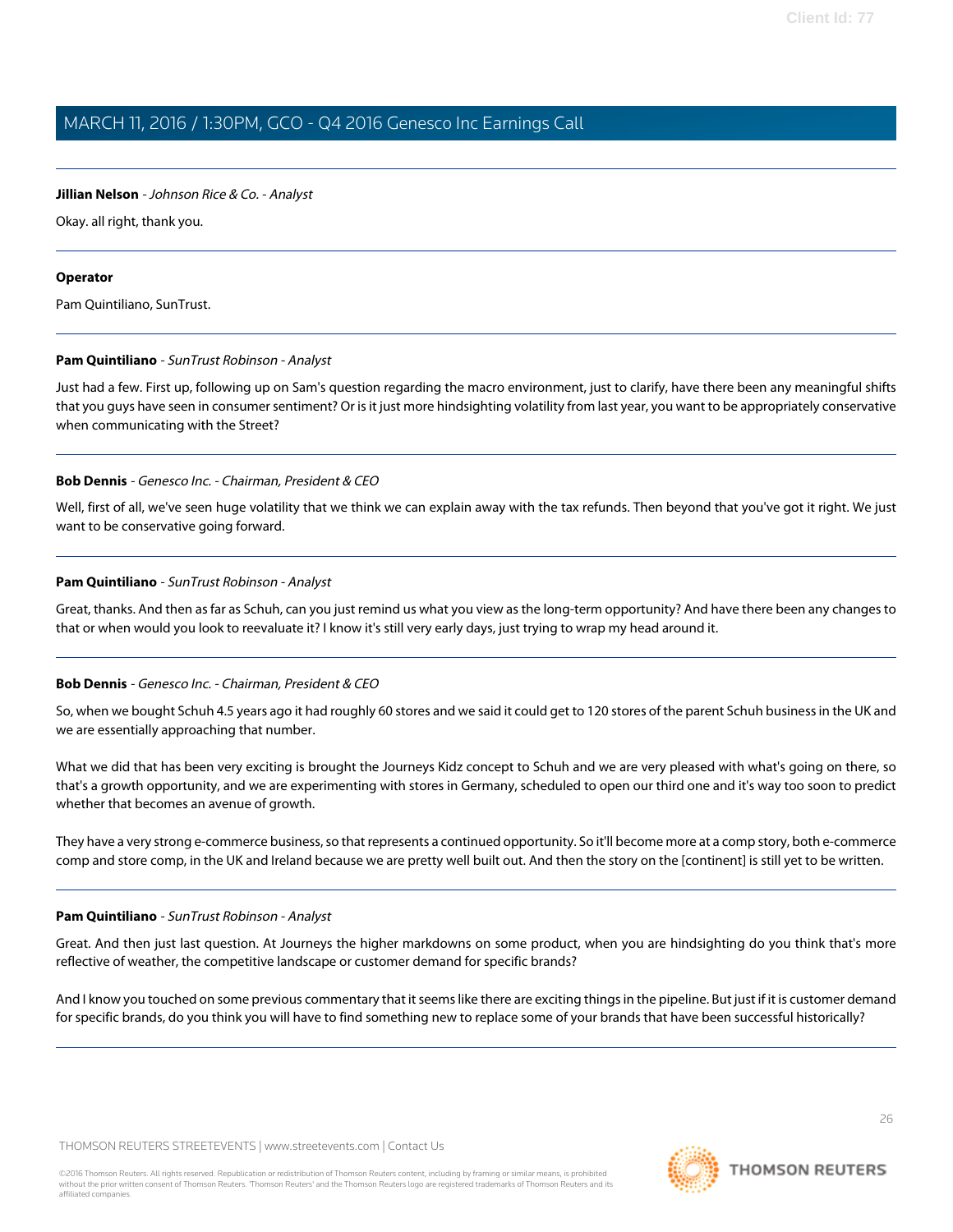**Jillian Nelson** *- Johnson Rice & Co. - Analyst*

Okay. all right, thank you.

---

**Operator**

Pam Quintiliano, SunTrust.

---

**Pam Quintiliano** *- SunTrust Robinson - Analyst*

Just had a few. First up, following up on Sam's question regarding the macro environment, just to clarify, have there been any meaningful shifts that you guys have seen in consumer sentiment? Or is it just more hindsighting volatility from last year, you want to be appropriately conservative when communicating with the Street?

---

**Bob Dennis** *- Genesco Inc. - Chairman, President & CEO*

Well, first of all, we've seen huge volatility that we think we can explain away with the tax refunds. Then beyond that you've got it right. We just want to be conservative going forward.

---

**Pam Quintiliano** *- SunTrust Robinson - Analyst*

Great, thanks. And then as far as Schuh, can you just remind us what you view as the long-term opportunity? And have there been any changes to that or when would you look to reevaluate it? I know it's still very early days, just trying to wrap my head around it.

---

**Bob Dennis** *- Genesco Inc. - Chairman, President & CEO*

So, when we bought Schuh 4.5 years ago it had roughly 60 stores and we said it could get to 120 stores of the parent Schuh business in the UK and we are essentially approaching that number.

What we did that has been very exciting is brought the Journeys Kidz concept to Schuh and we are very pleased with what's going on there, so that's a growth opportunity, and we are experimenting with stores in Germany, scheduled to open our third one and it's way too soon to predict whether that becomes an avenue of growth.

They have a very strong e-commerce business, so that represents a continued opportunity. So it'll become more at a comp story, both e-commerce comp and store comp, in the UK and Ireland because we are pretty well built out. And then the story on the [continent] is still yet to be written.

---

**Pam Quintiliano** *- SunTrust Robinson - Analyst*

Great. And then just last question. At Journeys the higher markdowns on some product, when you are hindsighting do you think that's more reflective of weather, the competitive landscape or customer demand for specific brands?

And I know you touched on some previous commentary that it seems like there are exciting things in the pipeline. But just if it is customer demand for specific brands, do you think you will have to find something new to replace some of your brands that have been successful historically?

---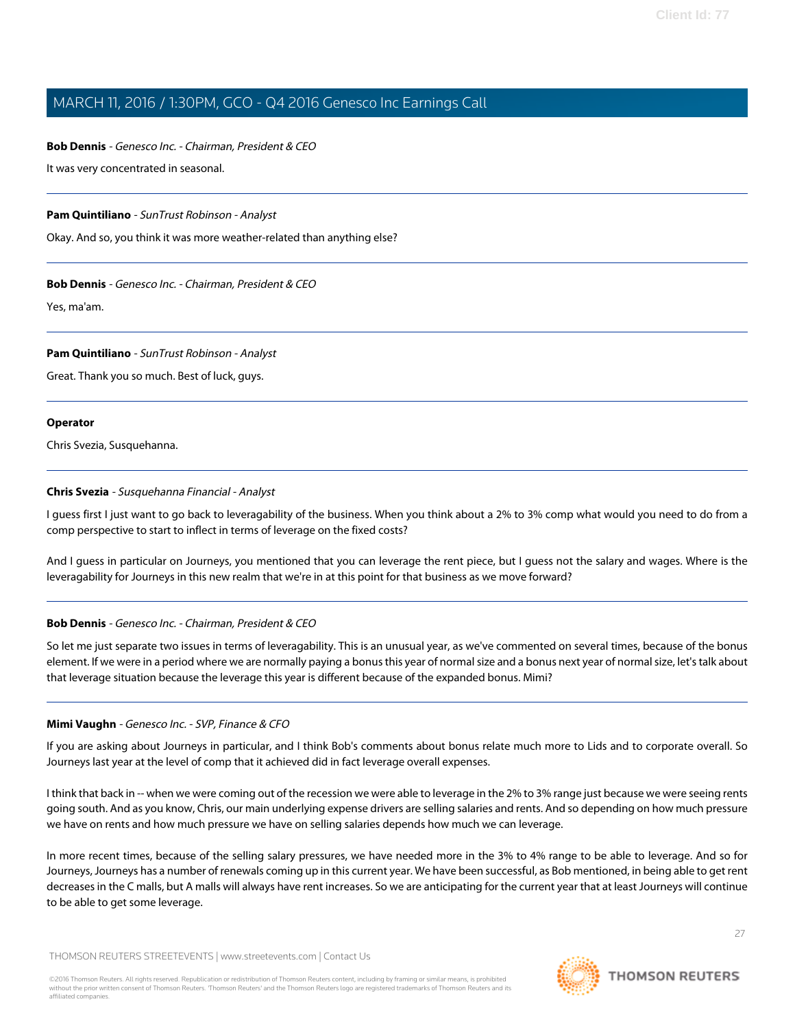**Bob Dennis** - *Genesco Inc. - Chairman, President & CEO*

It was very concentrated in seasonal.

---

**Pam Quintiliano** - *SunTrust Robinson - Analyst*

Okay. And so, you think it was more weather-related than anything else?

---

**Bob Dennis** - *Genesco Inc. - Chairman, President & CEO*

Yes, ma'am.

---

**Pam Quintiliano** - *SunTrust Robinson - Analyst*

Great. Thank you so much. Best of luck, guys.

---

**Operator**

Chris Svezia, Susquehanna.

---

**Chris Svezia** - *Susquehanna Financial - Analyst*

I guess first I just want to go back to leveragability of the business. When you think about a 2% to 3% comp what would you need to do from a comp perspective to start to inflect in terms of leverage on the fixed costs?

And I guess in particular on Journeys, you mentioned that you can leverage the rent piece, but I guess not the salary and wages. Where is the leveragability for Journeys in this new realm that we're in at this point for that business as we move forward?

---

**Bob Dennis** - *Genesco Inc. - Chairman, President & CEO*

So let me just separate two issues in terms of leveragability. This is an unusual year, as we've commented on several times, because of the bonus element. If we were in a period where we are normally paying a bonus this year of normal size and a bonus next year of normal size, let's talk about that leverage situation because the leverage this year is different because of the expanded bonus. Mimi?

---

**Mimi Vaughn** - *Genesco Inc. - SVP, Finance & CFO*

If you are asking about Journeys in particular, and I think Bob's comments about bonus relate much more to Lids and to corporate overall. So Journeys last year at the level of comp that it achieved did in fact leverage overall expenses.

I think that back in -- when we were coming out of the recession we were able to leverage in the 2% to 3% range just because we were seeing rents going south. And as you know, Chris, our main underlying expense drivers are selling salaries and rents. And so depending on how much pressure we have on rents and how much pressure we have on selling salaries depends how much we can leverage.

In more recent times, because of the selling salary pressures, we have needed more in the 3% to 4% range to be able to leverage. And so for Journeys, Journeys has a number of renewals coming up in this current year. We have been successful, as Bob mentioned, in being able to get rent decreases in the C malls, but A malls will always have rent increases. So we are anticipating for the current year that at least Journeys will continue to be able to get some leverage.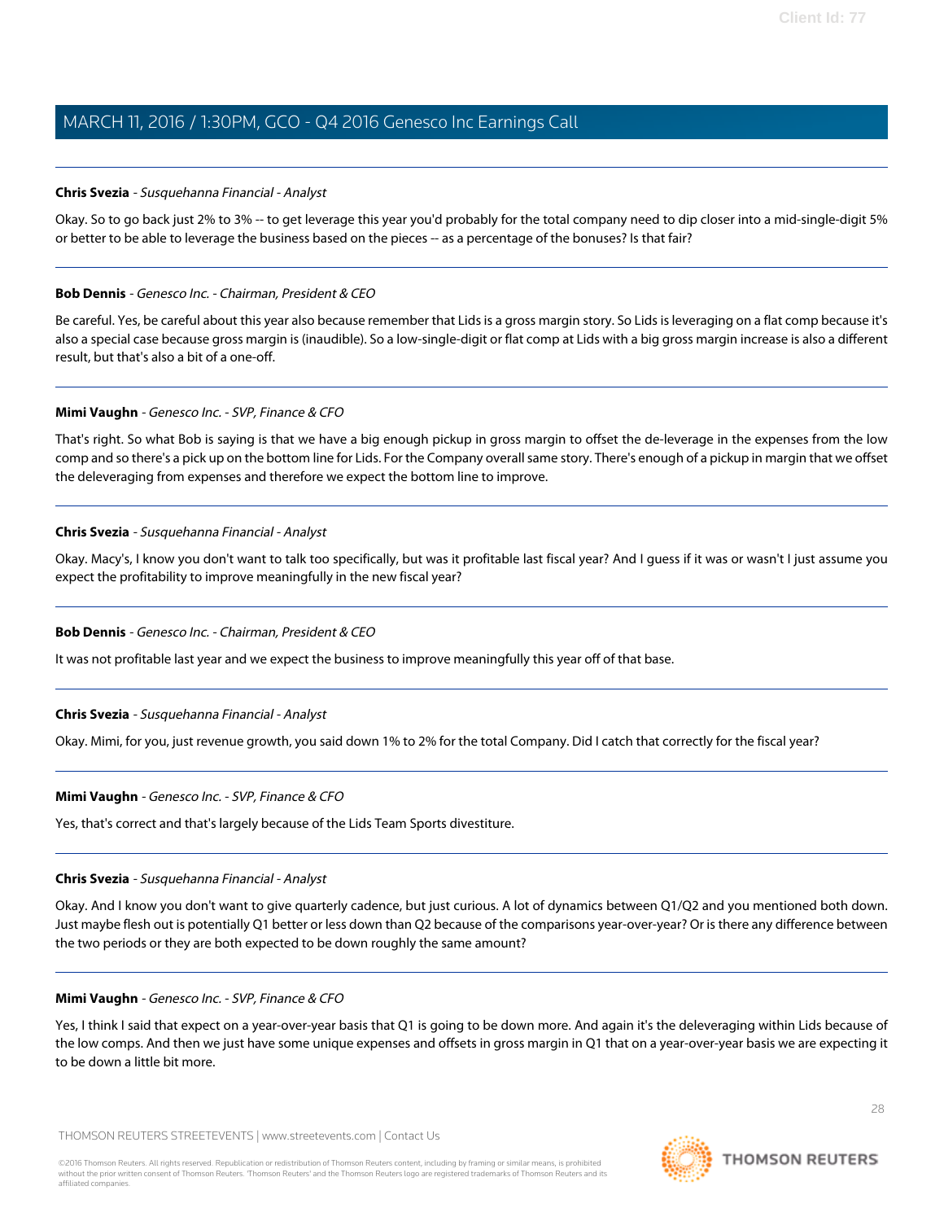**Chris Svezia** - *Susquehanna Financial - Analyst*

Okay. So to go back just 2% to 3% -- to get leverage this year you'd probably for the total company need to dip closer into a mid-single-digit 5% or better to be able to leverage the business based on the pieces -- as a percentage of the bonuses? Is that fair?

---

**Bob Dennis** - *Genesco Inc. - Chairman, President & CEO*

Be careful. Yes, be careful about this year also because remember that Lids is a gross margin story. So Lids is leveraging on a flat comp because it's also a special case because gross margin is (inaudible). So a low-single-digit or flat comp at Lids with a big gross margin increase is also a different result, but that's also a bit of a one-off.

---

**Mimi Vaughn** - *Genesco Inc. - SVP, Finance & CFO*

That's right. So what Bob is saying is that we have a big enough pickup in gross margin to offset the de-leverage in the expenses from the low comp and so there's a pick up on the bottom line for Lids. For the Company overall same story. There's enough of a pickup in margin that we offset the deleveraging from expenses and therefore we expect the bottom line to improve.

---

**Chris Svezia** - *Susquehanna Financial - Analyst*

Okay. Macy's, I know you don't want to talk too specifically, but was it profitable last fiscal year? And I guess if it was or wasn't I just assume you expect the profitability to improve meaningfully in the new fiscal year?

---

**Bob Dennis** - *Genesco Inc. - Chairman, President & CEO*

It was not profitable last year and we expect the business to improve meaningfully this year off of that base.

---

**Chris Svezia** - *Susquehanna Financial - Analyst*

Okay. Mimi, for you, just revenue growth, you said down 1% to 2% for the total Company. Did I catch that correctly for the fiscal year?

---

**Mimi Vaughn** - *Genesco Inc. - SVP, Finance & CFO*

Yes, that's correct and that's largely because of the Lids Team Sports divestiture.

---

**Chris Svezia** - *Susquehanna Financial - Analyst*

Okay. And I know you don't want to give quarterly cadence, but just curious. A lot of dynamics between Q1/Q2 and you mentioned both down. Just maybe flesh out is potentially Q1 better or less down than Q2 because of the comparisons year-over-year? Or is there any difference between the two periods or they are both expected to be down roughly the same amount?

---

**Mimi Vaughn** - *Genesco Inc. - SVP, Finance & CFO*

Yes, I think I said that expect on a year-over-year basis that Q1 is going to be down more. And again it's the deleveraging within Lids because of the low comps. And then we just have some unique expenses and offsets in gross margin in Q1 that on a year-over-year basis we are expecting it to be down a little bit more.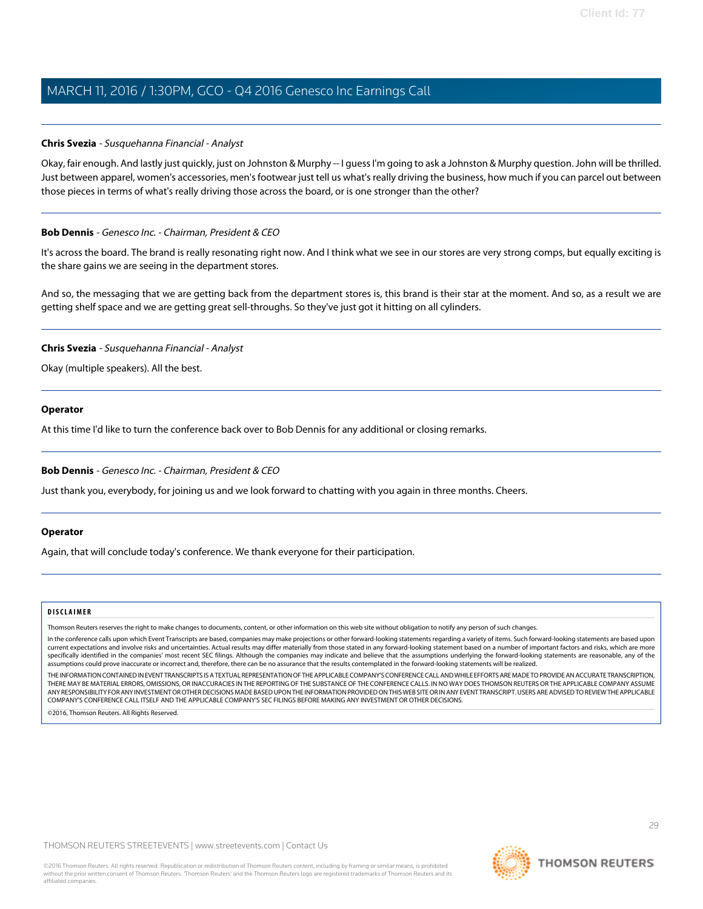**Chris Svezia** - *Susquehanna Financial - Analyst*

Okay, fair enough. And lastly just quickly, just on Johnston & Murphy -- I guess I'm going to ask a Johnston & Murphy question. John will be thrilled. Just between apparel, women's accessories, men's footwear just tell us what's really driving the business, how much if you can parcel out between those pieces in terms of what's really driving those across the board, or is one stronger than the other?

---

**Bob Dennis** - *Genesco Inc. - Chairman, President & CEO*

It's across the board. The brand is really resonating right now. And I think what we see in our stores are very strong comps, but equally exciting is the share gains we are seeing in the department stores.

And so, the messaging that we are getting back from the department stores is, this brand is their star at the moment. And so, as a result we are getting shelf space and we are getting great sell-throughs. So they've just got it hitting on all cylinders.

---

**Chris Svezia** - *Susquehanna Financial - Analyst*

Okay (multiple speakers). All the best.

---

**Operator**

At this time I'd like to turn the conference back over to Bob Dennis for any additional or closing remarks.

---

**Bob Dennis** - *Genesco Inc. - Chairman, President & CEO*

Just thank you, everybody, for joining us and we look forward to chatting with you again in three months. Cheers.

---

**Operator**

Again, that will conclude today's conference. We thank everyone for their participation.

---

**DISCLAIMER**

Thomson Reuters reserves the right to make changes to documents, content, or other information on this web site without obligation to notify any person of such changes.

In the conference calls upon which Event Transcripts are based, companies may make projections or other forward-looking statements regarding a variety of items. Such forward-looking statements are based upon current expectations and involve risks and uncertainties. Actual results may differ materially from those stated in any forward-looking statement based on a number of important factors and risks, which are more specifically identified in the companies' most recent SEC filings. Although the companies may indicate and believe that the assumptions underlying the forward-looking statements are reasonable, any of the assumptions could prove inaccurate or incorrect and, therefore, there can be no assurance that the results contemplated in the forward-looking statements will be realized.

THE INFORMATION CONTAINED IN EVENT TRANSCRIPTS IS A TEXTUAL REPRESENTATION OF THE APPLICABLE COMPANY'S CONFERENCE CALL AND WHILE EFFORTS ARE MADE TO PROVIDE AN ACCURATE TRANSCRIPTION, THERE MAY BE MATERIAL ERRORS, OMISSIONS, OR INACCURACIES IN THE REPORTING OF THE SUBSTANCE OF THE CONFERENCE CALLS. IN NO WAY DOES THOMSON REUTERS OR THE APPLICABLE COMPANY ASSUME ANY RESPONSIBILITY FOR ANY INVESTMENT OR OTHER DECISIONS MADE BASED UPON THE INFORMATION PROVIDED ON THIS WEB SITE OR IN ANY EVENT TRANSCRIPT. USERS ARE ADVISED TO REVIEW THE APPLICABLE COMPANY'S CONFERENCE CALL ITSELF AND THE APPLICABLE COMPANY'S SEC FILINGS BEFORE MAKING ANY INVESTMENT OR OTHER DECISIONS.

©2016, Thomson Reuters. All Rights Reserved.